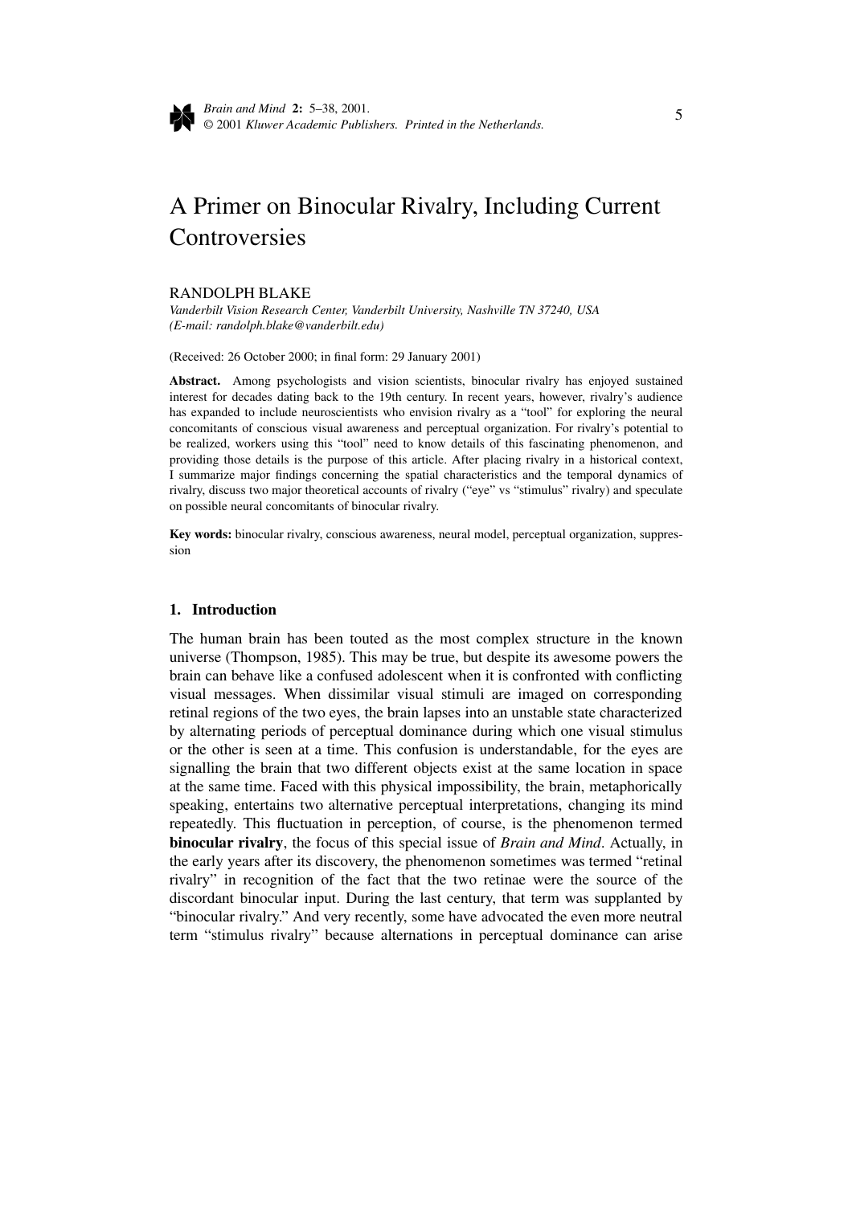# A Primer on Binocular Rivalry, Including Current Controversies

RANDOLPH BLAKE

*Vanderbilt Vision Research Center, Vanderbilt University, Nashville TN 37240, USA (E-mail: randolph.blake@vanderbilt.edu)*

(Received: 26 October 2000; in final form: 29 January 2001)

**Abstract.** Among psychologists and vision scientists, binocular rivalry has enjoyed sustained interest for decades dating back to the 19th century. In recent years, however, rivalry's audience has expanded to include neuroscientists who envision rivalry as a "tool" for exploring the neural concomitants of conscious visual awareness and perceptual organization. For rivalry's potential to be realized, workers using this "tool" need to know details of this fascinating phenomenon, and providing those details is the purpose of this article. After placing rivalry in a historical context, I summarize major findings concerning the spatial characteristics and the temporal dynamics of rivalry, discuss two major theoretical accounts of rivalry ("eye" vs "stimulus" rivalry) and speculate on possible neural concomitants of binocular rivalry.

**Key words:** binocular rivalry, conscious awareness, neural model, perceptual organization, suppression

## 1. Introduction

The human brain has been touted as the most complex structure in the known universe (Thompson, 1985). This may be true, but despite its awesome powers the brain can behave like a confused adolescent when it is confronted with conflicting visual messages. When dissimilar visual stimuli are imaged on corresponding retinal regions of the two eyes, the brain lapses into an unstable state characterized by alternating periods of perceptual dominance during which one visual stimulus or the other is seen at a time. This confusion is understandable, for the eyes are signalling the brain that two different objects exist at the same location in space at the same time. Faced with this physical impossibility, the brain, metaphorically speaking, entertains two alternative perceptual interpretations, changing its mind repeatedly. This fluctuation in perception, of course, is the phenomenon termed **binocular rivalry**, the focus of this special issue of *Brain and Mind*. Actually, in the early years after its discovery, the phenomenon sometimes was termed "retinal rivalry" in recognition of the fact that the two retinae were the source of the discordant binocular input. During the last century, that term was supplanted by "binocular rivalry." And very recently, some have advocated the even more neutral term "stimulus rivalry" because alternations in perceptual dominance can arise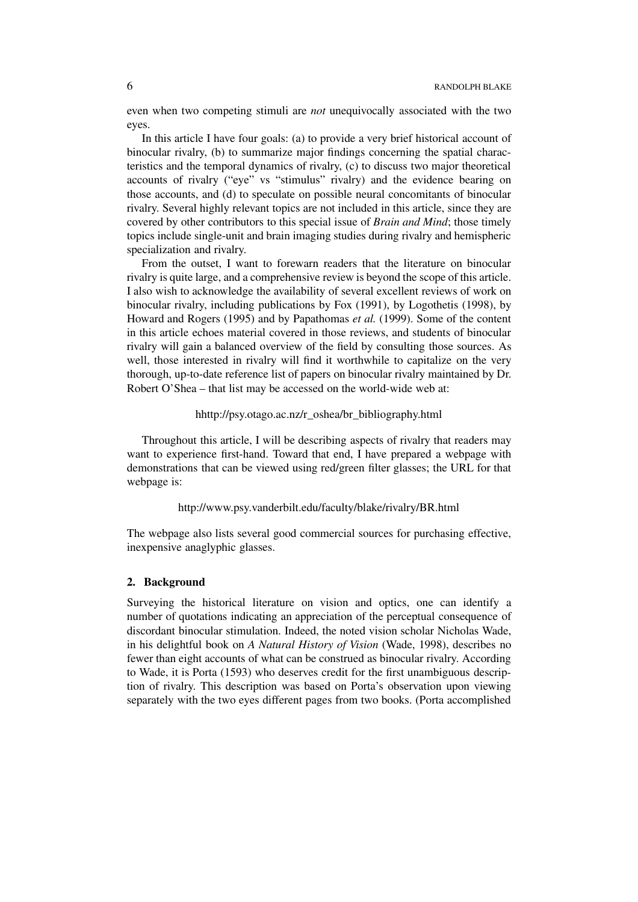even when two competing stimuli are *not* unequivocally associated with the two eyes.

In this article I have four goals: (a) to provide a very brief historical account of binocular rivalry, (b) to summarize major findings concerning the spatial characteristics and the temporal dynamics of rivalry, (c) to discuss two major theoretical accounts of rivalry ("eye" vs "stimulus" rivalry) and the evidence bearing on those accounts, and (d) to speculate on possible neural concomitants of binocular rivalry. Several highly relevant topics are not included in this article, since they are covered by other contributors to this special issue of *Brain and Mind*; those timely topics include single-unit and brain imaging studies during rivalry and hemispheric specialization and rivalry.

From the outset, I want to forewarn readers that the literature on binocular rivalry is quite large, and a comprehensive review is beyond the scope of this article. I also wish to acknowledge the availability of several excellent reviews of work on binocular rivalry, including publications by Fox (1991), by Logothetis (1998), by Howard and Rogers (1995) and by Papathomas *et al.* (1999). Some of the content in this article echoes material covered in those reviews, and students of binocular rivalry will gain a balanced overview of the field by consulting those sources. As well, those interested in rivalry will find it worthwhile to capitalize on the very thorough, up-to-date reference list of papers on binocular rivalry maintained by Dr. Robert O'Shea – that list may be accessed on the world-wide web at:

hhttp://psy.otago.ac.nz/r_oshea/br_bibliography.html

Throughout this article, I will be describing aspects of rivalry that readers may want to experience first-hand. Toward that end, I have prepared a webpage with demonstrations that can be viewed using red/green filter glasses; the URL for that webpage is:

http://www.psy.vanderbilt.edu/faculty/blake/rivalry/BR.html

The webpage also lists several good commercial sources for purchasing effective, inexpensive anaglyphic glasses.

## 2. Background

Surveying the historical literature on vision and optics, one can identify a number of quotations indicating an appreciation of the perceptual consequence of discordant binocular stimulation. Indeed, the noted vision scholar Nicholas Wade, in his delightful book on *A Natural History of Vision* (Wade, 1998), describes no fewer than eight accounts of what can be construed as binocular rivalry. According to Wade, it is Porta (1593) who deserves credit for the first unambiguous description of rivalry. This description was based on Porta's observation upon viewing separately with the two eyes different pages from two books. (Porta accomplished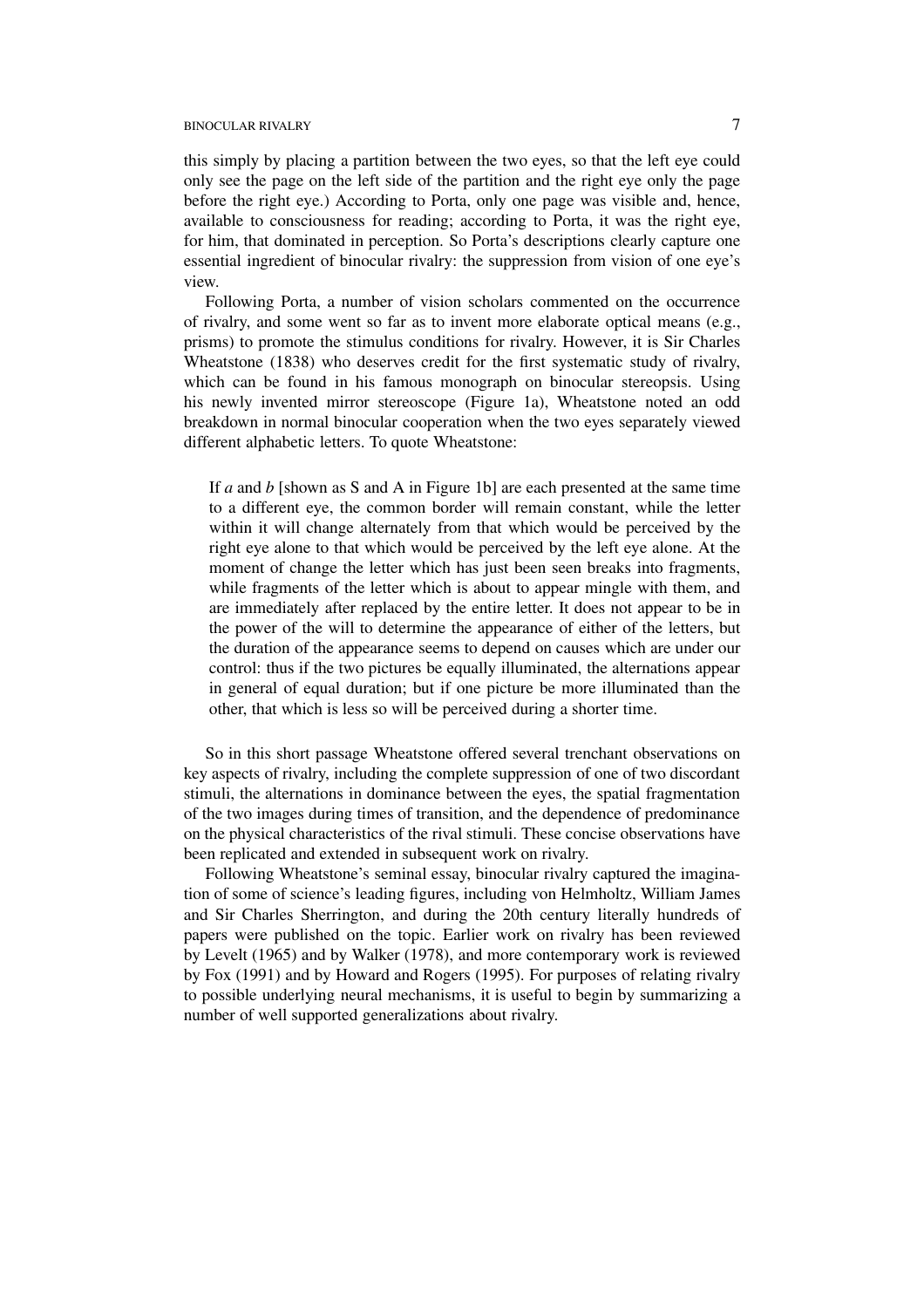this simply by placing a partition between the two eyes, so that the left eye could only see the page on the left side of the partition and the right eye only the page before the right eye.) According to Porta, only one page was visible and, hence, available to consciousness for reading; according to Porta, it was the right eye, for him, that dominated in perception. So Porta's descriptions clearly capture one essential ingredient of binocular rivalry: the suppression from vision of one eye's view.

Following Porta, a number of vision scholars commented on the occurrence of rivalry, and some went so far as to invent more elaborate optical means (e.g., prisms) to promote the stimulus conditions for rivalry. However, it is Sir Charles Wheatstone (1838) who deserves credit for the first systematic study of rivalry, which can be found in his famous monograph on binocular stereopsis. Using his newly invented mirror stereoscope (Figure 1a), Wheatstone noted an odd breakdown in normal binocular cooperation when the two eyes separately viewed different alphabetic letters. To quote Wheatstone:

> If *a* and *b* [shown as S and A in Figure 1b] are each presented at the same time to a different eye, the common border will remain constant, while the letter within it will change alternately from that which would be perceived by the right eye alone to that which would be perceived by the left eye alone. At the moment of change the letter which has just been seen breaks into fragments, while fragments of the letter which is about to appear mingle with them, and are immediately after replaced by the entire letter. It does not appear to be in the power of the will to determine the appearance of either of the letters, but the duration of the appearance seems to depend on causes which are under our control: thus if the two pictures be equally illuminated, the alternations appear in general of equal duration; but if one picture be more illuminated than the other, that which is less so will be perceived during a shorter time.

So in this short passage Wheatstone offered several trenchant observations on key aspects of rivalry, including the complete suppression of one of two discordant stimuli, the alternations in dominance between the eyes, the spatial fragmentation of the two images during times of transition, and the dependence of predominance on the physical characteristics of the rival stimuli. These concise observations have been replicated and extended in subsequent work on rivalry.

Following Wheatstone's seminal essay, binocular rivalry captured the imagination of some of science's leading figures, including von Helmholtz, William James and Sir Charles Sherrington, and during the 20th century literally hundreds of papers were published on the topic. Earlier work on rivalry has been reviewed by Levelt (1965) and by Walker (1978), and more contemporary work is reviewed by Fox (1991) and by Howard and Rogers (1995). For purposes of relating rivalry to possible underlying neural mechanisms, it is useful to begin by summarizing a number of well supported generalizations about rivalry.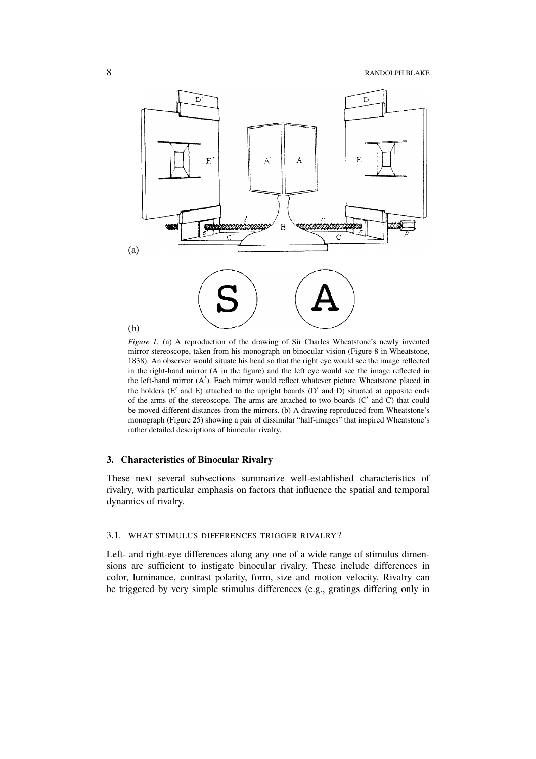*Figure 1.* (a) A reproduction of the drawing of Sir Charles Wheatstone's newly invented mirror stereoscope, taken from his monograph on binocular vision (Figure 8 in Wheatstone, 1838). An observer would situate his head so that the right eye would see the image reflected in the right-hand mirror (A in the figure) and the left eye would see the image reflected in the left-hand mirror (A′). Each mirror would reflect whatever picture Wheatstone placed in the holders (E′ and E) attached to the upright boards (D′ and D) situated at opposite ends of the arms of the stereoscope. The arms are attached to two boards (C′ and C) that could be moved different distances from the mirrors. (b) A drawing reproduced from Wheatstone's monograph (Figure 25) showing a pair of dissimilar "half-images" that inspired Wheatstone's rather detailed descriptions of binocular rivalry.

## 3. Characteristics of Binocular Rivalry

These next several subsections summarize well-established characteristics of rivalry, with particular emphasis on factors that influence the spatial and temporal dynamics of rivalry.

### 3.1. What Stimulus Differences Trigger Rivalry?

Left- and right-eye differences along any one of a wide range of stimulus dimensions are sufficient to instigate binocular rivalry. These include differences in color, luminance, contrast polarity, form, size and motion velocity. Rivalry can be triggered by very simple stimulus differences (e.g., gratings differing only in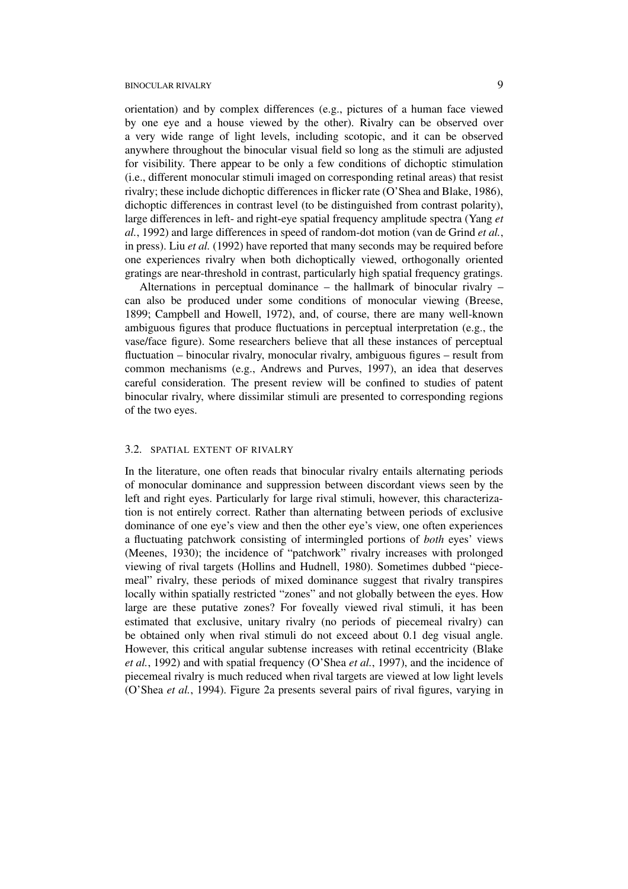orientation) and by complex differences (e.g., pictures of a human face viewed by one eye and a house viewed by the other). Rivalry can be observed over a very wide range of light levels, including scotopic, and it can be observed anywhere throughout the binocular visual field so long as the stimuli are adjusted for visibility. There appear to be only a few conditions of dichoptic stimulation (i.e., different monocular stimuli imaged on corresponding retinal areas) that resist rivalry; these include dichoptic differences in flicker rate (O'Shea and Blake, 1986), dichoptic differences in contrast level (to be distinguished from contrast polarity), large differences in left- and right-eye spatial frequency amplitude spectra (Yang *et al.*, 1992) and large differences in speed of random-dot motion (van de Grind *et al.*, in press). Liu *et al.* (1992) have reported that many seconds may be required before one experiences rivalry when both dichoptically viewed, orthogonally oriented gratings are near-threshold in contrast, particularly high spatial frequency gratings.

Alternations in perceptual dominance – the hallmark of binocular rivalry – can also be produced under some conditions of monocular viewing (Breese, 1899; Campbell and Howell, 1972), and, of course, there are many well-known ambiguous figures that produce fluctuations in perceptual interpretation (e.g., the vase/face figure). Some researchers believe that all these instances of perceptual fluctuation – binocular rivalry, monocular rivalry, ambiguous figures – result from common mechanisms (e.g., Andrews and Purves, 1997), an idea that deserves careful consideration. The present review will be confined to studies of patent binocular rivalry, where dissimilar stimuli are presented to corresponding regions of the two eyes.

### 3.2. SPATIAL EXTENT OF RIVALRY

In the literature, one often reads that binocular rivalry entails alternating periods of monocular dominance and suppression between discordant views seen by the left and right eyes. Particularly for large rival stimuli, however, this characterization is not entirely correct. Rather than alternating between periods of exclusive dominance of one eye's view and then the other eye's view, one often experiences a fluctuating patchwork consisting of intermingled portions of *both* eyes' views (Meenes, 1930); the incidence of "patchwork" rivalry increases with prolonged viewing of rival targets (Hollins and Hudnell, 1980). Sometimes dubbed "piecemeal" rivalry, these periods of mixed dominance suggest that rivalry transpires locally within spatially restricted "zones" and not globally between the eyes. How large are these putative zones? For foveally viewed rival stimuli, it has been estimated that exclusive, unitary rivalry (no periods of piecemeal rivalry) can be obtained only when rival stimuli do not exceed about 0.1 deg visual angle. However, this critical angular subtense increases with retinal eccentricity (Blake *et al.*, 1992) and with spatial frequency (O'Shea *et al.*, 1997), and the incidence of piecemeal rivalry is much reduced when rival targets are viewed at low light levels (O'Shea *et al.*, 1994). Figure 2a presents several pairs of rival figures, varying in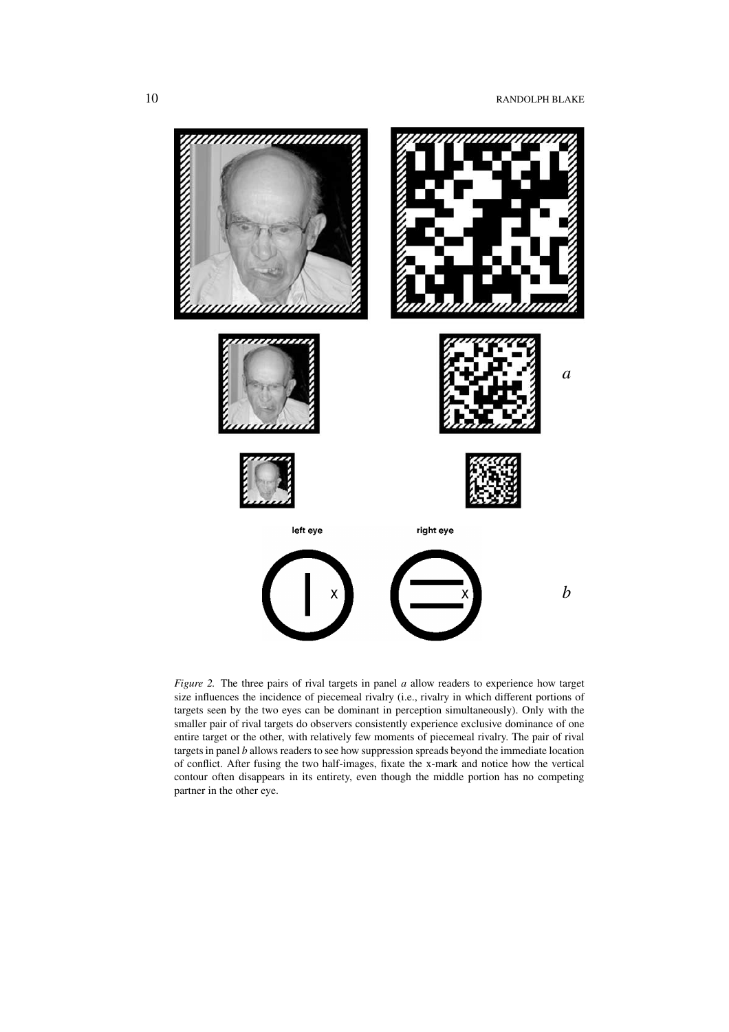*Figure 2.* The three pairs of rival targets in panel *a* allow readers to experience how target size influences the incidence of piecemeal rivalry (i.e., rivalry in which different portions of targets seen by the two eyes can be dominant in perception simultaneously). Only with the smaller pair of rival targets do observers consistently experience exclusive dominance of one entire target or the other, with relatively few moments of piecemeal rivalry. The pair of rival targets in panel *b* allows readers to see how suppression spreads beyond the immediate location of conflict. After fusing the two half-images, fixate the x-mark and notice how the vertical contour often disappears in its entirety, even though the middle portion has no competing partner in the other eye.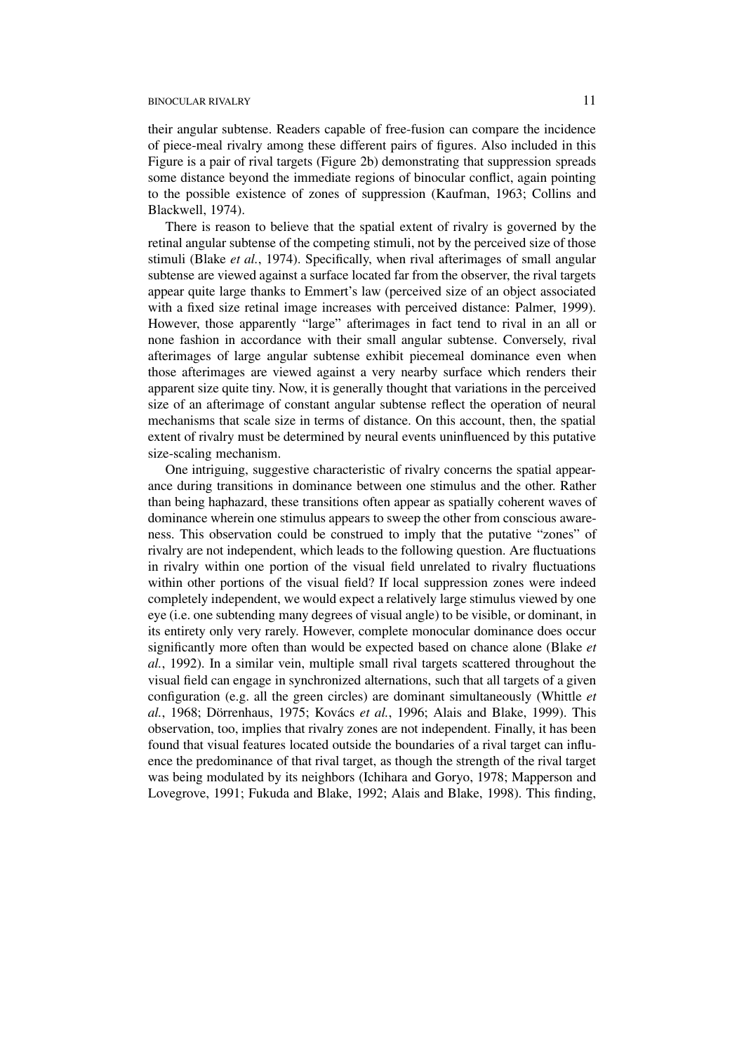their angular subtense. Readers capable of free-fusion can compare the incidence of piece-meal rivalry among these different pairs of figures. Also included in this Figure is a pair of rival targets (Figure 2b) demonstrating that suppression spreads some distance beyond the immediate regions of binocular conflict, again pointing to the possible existence of zones of suppression (Kaufman, 1963; Collins and Blackwell, 1974).

There is reason to believe that the spatial extent of rivalry is governed by the retinal angular subtense of the competing stimuli, not by the perceived size of those stimuli (Blake *et al.*, 1974). Specifically, when rival afterimages of small angular subtense are viewed against a surface located far from the observer, the rival targets appear quite large thanks to Emmert's law (perceived size of an object associated with a fixed size retinal image increases with perceived distance: Palmer, 1999). However, those apparently "large" afterimages in fact tend to rival in an all or none fashion in accordance with their small angular subtense. Conversely, rival afterimages of large angular subtense exhibit piecemeal dominance even when those afterimages are viewed against a very nearby surface which renders their apparent size quite tiny. Now, it is generally thought that variations in the perceived size of an afterimage of constant angular subtense reflect the operation of neural mechanisms that scale size in terms of distance. On this account, then, the spatial extent of rivalry must be determined by neural events uninfluenced by this putative size-scaling mechanism.

One intriguing, suggestive characteristic of rivalry concerns the spatial appearance during transitions in dominance between one stimulus and the other. Rather than being haphazard, these transitions often appear as spatially coherent waves of dominance wherein one stimulus appears to sweep the other from conscious awareness. This observation could be construed to imply that the putative "zones" of rivalry are not independent, which leads to the following question. Are fluctuations in rivalry within one portion of the visual field unrelated to rivalry fluctuations within other portions of the visual field? If local suppression zones were indeed completely independent, we would expect a relatively large stimulus viewed by one eye (i.e. one subtending many degrees of visual angle) to be visible, or dominant, in its entirety only very rarely. However, complete monocular dominance does occur significantly more often than would be expected based on chance alone (Blake *et al.*, 1992). In a similar vein, multiple small rival targets scattered throughout the visual field can engage in synchronized alternations, such that all targets of a given configuration (e.g. all the green circles) are dominant simultaneously (Whittle *et al.*, 1968; Dörrenhaus, 1975; Kovács *et al.*, 1996; Alais and Blake, 1999). This observation, too, implies that rivalry zones are not independent. Finally, it has been found that visual features located outside the boundaries of a rival target can influence the predominance of that rival target, as though the strength of the rival target was being modulated by its neighbors (Ichihara and Goryo, 1978; Mapperson and Lovegrove, 1991; Fukuda and Blake, 1992; Alais and Blake, 1998). This finding,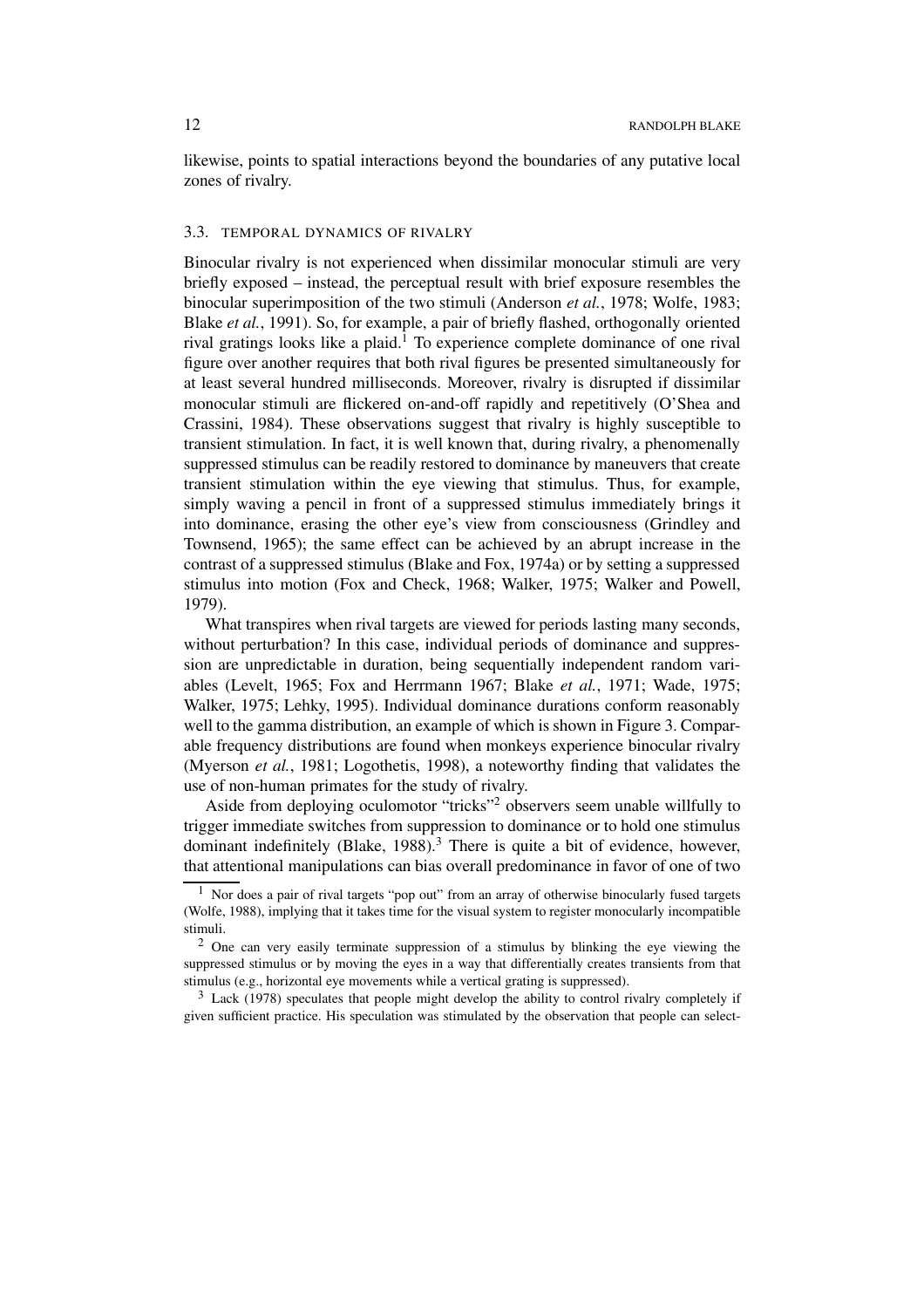likewise, points to spatial interactions beyond the boundaries of any putative local zones of rivalry.

### 3.3. TEMPORAL DYNAMICS OF RIVALRY

Binocular rivalry is not experienced when dissimilar monocular stimuli are very briefly exposed – instead, the perceptual result with brief exposure resembles the binocular superimposition of the two stimuli (Anderson *et al.*, 1978; Wolfe, 1983; Blake *et al.*, 1991). So, for example, a pair of briefly flashed, orthogonally oriented rival gratings looks like a plaid.[1] To experience complete dominance of one rival figure over another requires that both rival figures be presented simultaneously for at least several hundred milliseconds. Moreover, rivalry is disrupted if dissimilar monocular stimuli are flickered on-and-off rapidly and repetitively (O'Shea and Crassini, 1984). These observations suggest that rivalry is highly susceptible to transient stimulation. In fact, it is well known that, during rivalry, a phenomenally suppressed stimulus can be readily restored to dominance by maneuvers that create transient stimulation within the eye viewing that stimulus. Thus, for example, simply waving a pencil in front of a suppressed stimulus immediately brings it into dominance, erasing the other eye's view from consciousness (Grindley and Townsend, 1965); the same effect can be achieved by an abrupt increase in the contrast of a suppressed stimulus (Blake and Fox, 1974a) or by setting a suppressed stimulus into motion (Fox and Check, 1968; Walker, 1975; Walker and Powell, 1979).

What transpires when rival targets are viewed for periods lasting many seconds, without perturbation? In this case, individual periods of dominance and suppression are unpredictable in duration, being sequentially independent random variables (Levelt, 1965; Fox and Herrmann 1967; Blake *et al.*, 1971; Wade, 1975; Walker, 1975; Lehky, 1995). Individual dominance durations conform reasonably well to the gamma distribution, an example of which is shown in Figure 3. Comparable frequency distributions are found when monkeys experience binocular rivalry (Myerson *et al.*, 1981; Logothetis, 1998), a noteworthy finding that validates the use of non-human primates for the study of rivalry.

Aside from deploying oculomotor "tricks"[2] observers seem unable willfully to trigger immediate switches from suppression to dominance or to hold one stimulus dominant indefinitely (Blake, 1988).[3] There is quite a bit of evidence, however, that attentional manipulations can bias overall predominance in favor of one of two

[1] Nor does a pair of rival targets "pop out" from an array of otherwise binocularly fused targets (Wolfe, 1988), implying that it takes time for the visual system to register monocularly incompatible stimuli.

[2] One can very easily terminate suppression of a stimulus by blinking the eye viewing the suppressed stimulus or by moving the eyes in a way that differentially creates transients from that stimulus (e.g., horizontal eye movements while a vertical grating is suppressed).

[3] Lack (1978) speculates that people might develop the ability to control rivalry completely if given sufficient practice. His speculation was stimulated by the observation that people can select-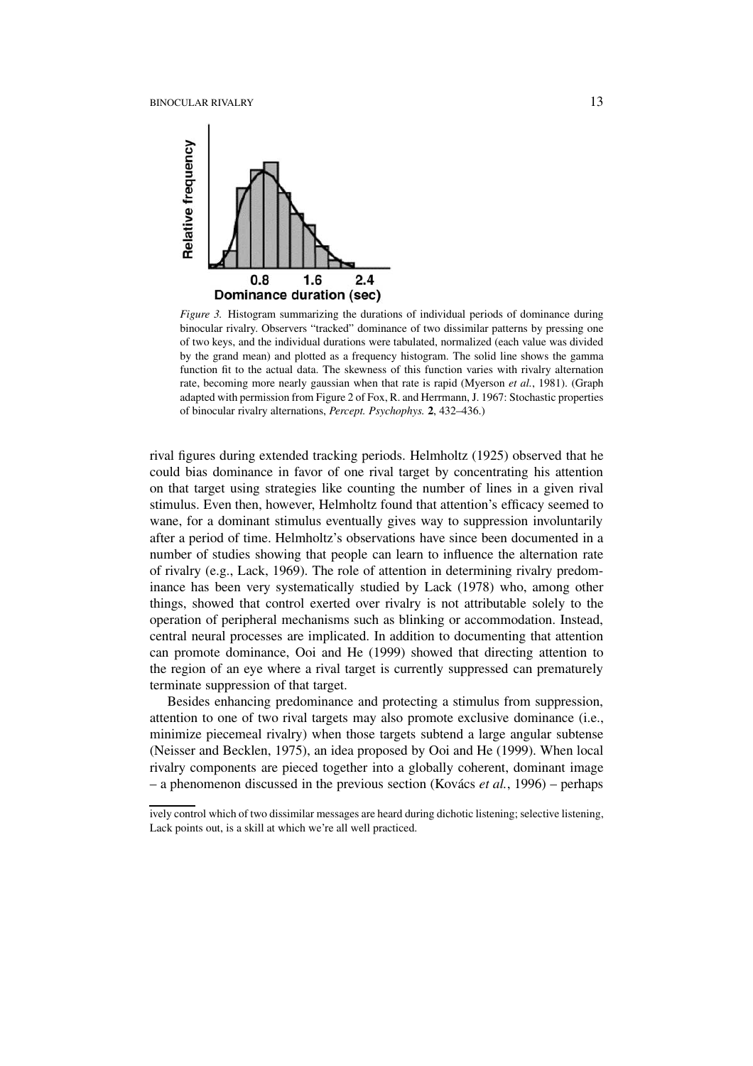*Figure 3.* Histogram summarizing the durations of individual periods of dominance during binocular rivalry. Observers "tracked" dominance of two dissimilar patterns by pressing one of two keys, and the individual durations were tabulated, normalized (each value was divided by the grand mean) and plotted as a frequency histogram. The solid line shows the gamma function fit to the actual data. The skewness of this function varies with rivalry alternation rate, becoming more nearly gaussian when that rate is rapid (Myerson *et al.*, 1981). (Graph adapted with permission from Figure 2 of Fox, R. and Herrmann, J. 1967: Stochastic properties of binocular rivalry alternations, *Percept. Psychophys.* **2**, 432–436.)

rival figures during extended tracking periods. Helmholtz (1925) observed that he could bias dominance in favor of one rival target by concentrating his attention on that target using strategies like counting the number of lines in a given rival stimulus. Even then, however, Helmholtz found that attention's efficacy seemed to wane, for a dominant stimulus eventually gives way to suppression involuntarily after a period of time. Helmholtz's observations have since been documented in a number of studies showing that people can learn to influence the alternation rate of rivalry (e.g., Lack, 1969). The role of attention in determining rivalry predominance has been very systematically studied by Lack (1978) who, among other things, showed that control exerted over rivalry is not attributable solely to the operation of peripheral mechanisms such as blinking or accommodation. Instead, central neural processes are implicated. In addition to documenting that attention can promote dominance, Ooi and He (1999) showed that directing attention to the region of an eye where a rival target is currently suppressed can prematurely terminate suppression of that target.

Besides enhancing predominance and protecting a stimulus from suppression, attention to one of two rival targets may also promote exclusive dominance (i.e., minimize piecemeal rivalry) when those targets subtend a large angular subtense (Neisser and Becklen, 1975), an idea proposed by Ooi and He (1999). When local rivalry components are pieced together into a globally coherent, dominant image – a phenomenon discussed in the previous section (Kovács *et al.*, 1996) – perhaps

ively control which of two dissimilar messages are heard during dichotic listening; selective listening, Lack points out, is a skill at which we're all well practiced.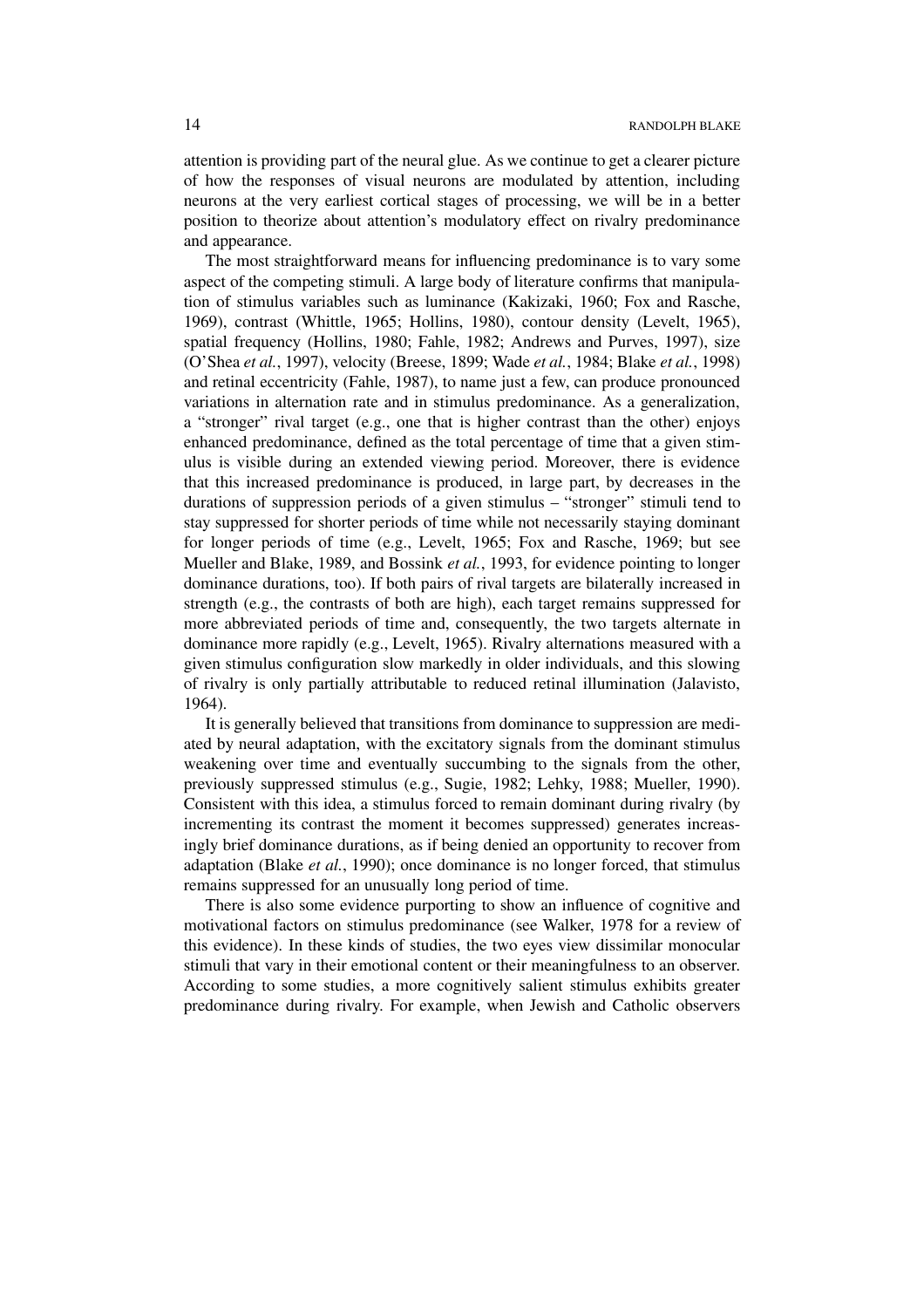attention is providing part of the neural glue. As we continue to get a clearer picture of how the responses of visual neurons are modulated by attention, including neurons at the very earliest cortical stages of processing, we will be in a better position to theorize about attention's modulatory effect on rivalry predominance and appearance.

The most straightforward means for influencing predominance is to vary some aspect of the competing stimuli. A large body of literature confirms that manipulation of stimulus variables such as luminance (Kakizaki, 1960; Fox and Rasche, 1969), contrast (Whittle, 1965; Hollins, 1980), contour density (Levelt, 1965), spatial frequency (Hollins, 1980; Fahle, 1982; Andrews and Purves, 1997), size (O'Shea *et al.*, 1997), velocity (Breese, 1899; Wade *et al.*, 1984; Blake *et al.*, 1998) and retinal eccentricity (Fahle, 1987), to name just a few, can produce pronounced variations in alternation rate and in stimulus predominance. As a generalization, a "stronger" rival target (e.g., one that is higher contrast than the other) enjoys enhanced predominance, defined as the total percentage of time that a given stimulus is visible during an extended viewing period. Moreover, there is evidence that this increased predominance is produced, in large part, by decreases in the durations of suppression periods of a given stimulus – "stronger" stimuli tend to stay suppressed for shorter periods of time while not necessarily staying dominant for longer periods of time (e.g., Levelt, 1965; Fox and Rasche, 1969; but see Mueller and Blake, 1989, and Bossink *et al.*, 1993, for evidence pointing to longer dominance durations, too). If both pairs of rival targets are bilaterally increased in strength (e.g., the contrasts of both are high), each target remains suppressed for more abbreviated periods of time and, consequently, the two targets alternate in dominance more rapidly (e.g., Levelt, 1965). Rivalry alternations measured with a given stimulus configuration slow markedly in older individuals, and this slowing of rivalry is only partially attributable to reduced retinal illumination (Jalavisto, 1964).

It is generally believed that transitions from dominance to suppression are mediated by neural adaptation, with the excitatory signals from the dominant stimulus weakening over time and eventually succumbing to the signals from the other, previously suppressed stimulus (e.g., Sugie, 1982; Lehky, 1988; Mueller, 1990). Consistent with this idea, a stimulus forced to remain dominant during rivalry (by incrementing its contrast the moment it becomes suppressed) generates increasingly brief dominance durations, as if being denied an opportunity to recover from adaptation (Blake *et al.*, 1990); once dominance is no longer forced, that stimulus remains suppressed for an unusually long period of time.

There is also some evidence purporting to show an influence of cognitive and motivational factors on stimulus predominance (see Walker, 1978 for a review of this evidence). In these kinds of studies, the two eyes view dissimilar monocular stimuli that vary in their emotional content or their meaningfulness to an observer. According to some studies, a more cognitively salient stimulus exhibits greater predominance during rivalry. For example, when Jewish and Catholic observers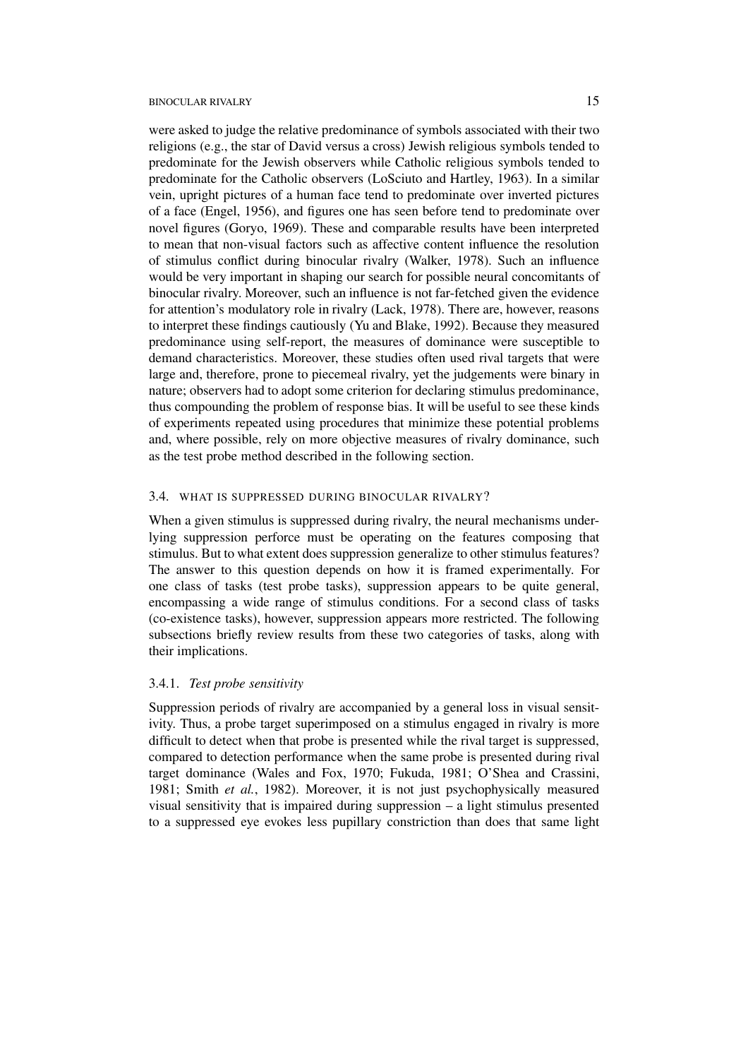were asked to judge the relative predominance of symbols associated with their two religions (e.g., the star of David versus a cross) Jewish religious symbols tended to predominate for the Jewish observers while Catholic religious symbols tended to predominate for the Catholic observers (LoSciuto and Hartley, 1963). In a similar vein, upright pictures of a human face tend to predominate over inverted pictures of a face (Engel, 1956), and figures one has seen before tend to predominate over novel figures (Goryo, 1969). These and comparable results have been interpreted to mean that non-visual factors such as affective content influence the resolution of stimulus conflict during binocular rivalry (Walker, 1978). Such an influence would be very important in shaping our search for possible neural concomitants of binocular rivalry. Moreover, such an influence is not far-fetched given the evidence for attention's modulatory role in rivalry (Lack, 1978). There are, however, reasons to interpret these findings cautiously (Yu and Blake, 1992). Because they measured predominance using self-report, the measures of dominance were susceptible to demand characteristics. Moreover, these studies often used rival targets that were large and, therefore, prone to piecemeal rivalry, yet the judgements were binary in nature; observers had to adopt some criterion for declaring stimulus predominance, thus compounding the problem of response bias. It will be useful to see these kinds of experiments repeated using procedures that minimize these potential problems and, where possible, rely on more objective measures of rivalry dominance, such as the test probe method described in the following section.

## 3.4. WHAT IS SUPPRESSED DURING BINOCULAR RIVALRY?

When a given stimulus is suppressed during rivalry, the neural mechanisms underlying suppression perforce must be operating on the features composing that stimulus. But to what extent does suppression generalize to other stimulus features? The answer to this question depends on how it is framed experimentally. For one class of tasks (test probe tasks), suppression appears to be quite general, encompassing a wide range of stimulus conditions. For a second class of tasks (co-existence tasks), however, suppression appears more restricted. The following subsections briefly review results from these two categories of tasks, along with their implications.

### 3.4.1. *Test probe sensitivity*

Suppression periods of rivalry are accompanied by a general loss in visual sensitivity. Thus, a probe target superimposed on a stimulus engaged in rivalry is more difficult to detect when that probe is presented while the rival target is suppressed, compared to detection performance when the same probe is presented during rival target dominance (Wales and Fox, 1970; Fukuda, 1981; O'Shea and Crassini, 1981; Smith *et al.*, 1982). Moreover, it is not just psychophysically measured visual sensitivity that is impaired during suppression – a light stimulus presented to a suppressed eye evokes less pupillary constriction than does that same light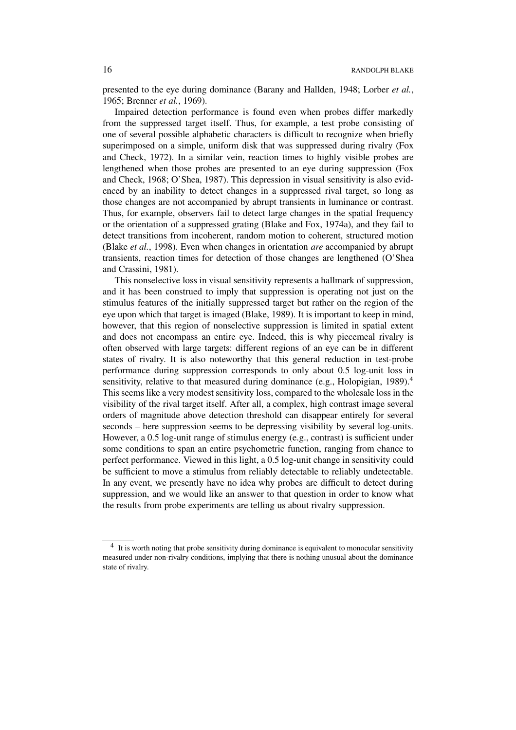presented to the eye during dominance (Barany and Hallden, 1948; Lorber *et al.*, 1965; Brenner *et al.*, 1969).

Impaired detection performance is found even when probes differ markedly from the suppressed target itself. Thus, for example, a test probe consisting of one of several possible alphabetic characters is difficult to recognize when briefly superimposed on a simple, uniform disk that was suppressed during rivalry (Fox and Check, 1972). In a similar vein, reaction times to highly visible probes are lengthened when those probes are presented to an eye during suppression (Fox and Check, 1968; O'Shea, 1987). This depression in visual sensitivity is also evidenced by an inability to detect changes in a suppressed rival target, so long as those changes are not accompanied by abrupt transients in luminance or contrast. Thus, for example, observers fail to detect large changes in the spatial frequency or the orientation of a suppressed grating (Blake and Fox, 1974a), and they fail to detect transitions from incoherent, random motion to coherent, structured motion (Blake *et al.*, 1998). Even when changes in orientation *are* accompanied by abrupt transients, reaction times for detection of those changes are lengthened (O'Shea and Crassini, 1981).

This nonselective loss in visual sensitivity represents a hallmark of suppression, and it has been construed to imply that suppression is operating not just on the stimulus features of the initially suppressed target but rather on the region of the eye upon which that target is imaged (Blake, 1989). It is important to keep in mind, however, that this region of nonselective suppression is limited in spatial extent and does not encompass an entire eye. Indeed, this is why piecemeal rivalry is often observed with large targets: different regions of an eye can be in different states of rivalry. It is also noteworthy that this general reduction in test-probe performance during suppression corresponds to only about 0.5 log-unit loss in sensitivity, relative to that measured during dominance (e.g., Holopigian, 1989).[4] This seems like a very modest sensitivity loss, compared to the wholesale loss in the visibility of the rival target itself. After all, a complex, high contrast image several orders of magnitude above detection threshold can disappear entirely for several seconds – here suppression seems to be depressing visibility by several log-units. However, a 0.5 log-unit range of stimulus energy (e.g., contrast) is sufficient under some conditions to span an entire psychometric function, ranging from chance to perfect performance. Viewed in this light, a 0.5 log-unit change in sensitivity could be sufficient to move a stimulus from reliably detectable to reliably undetectable. In any event, we presently have no idea why probes are difficult to detect during suppression, and we would like an answer to that question in order to know what the results from probe experiments are telling us about rivalry suppression.

[4] It is worth noting that probe sensitivity during dominance is equivalent to monocular sensitivity measured under non-rivalry conditions, implying that there is nothing unusual about the dominance state of rivalry.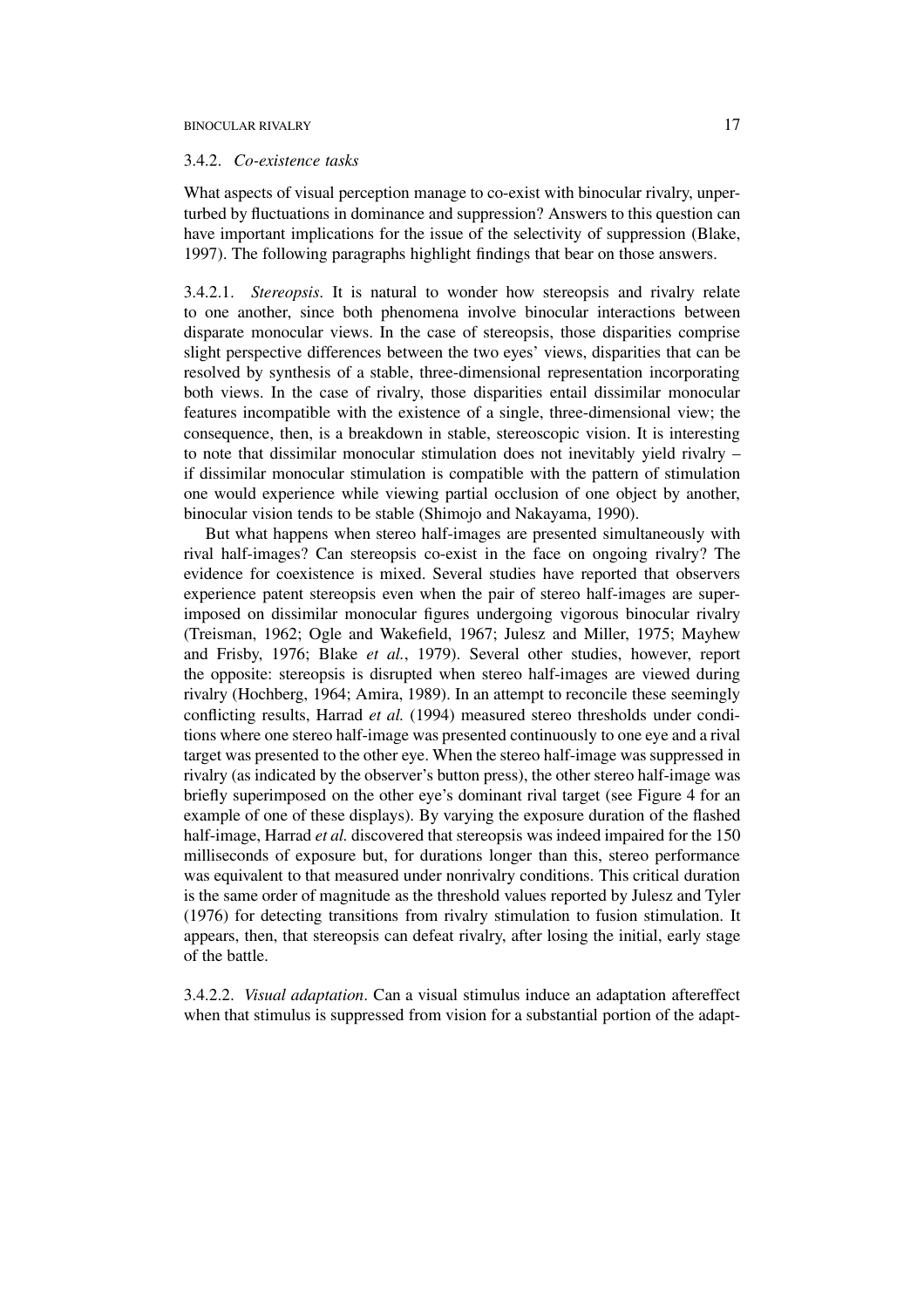### 3.4.2. *Co-existence tasks*

What aspects of visual perception manage to co-exist with binocular rivalry, unperturbed by fluctuations in dominance and suppression? Answers to this question can have important implications for the issue of the selectivity of suppression (Blake, 1997). The following paragraphs highlight findings that bear on those answers.

3.4.2.1. *Stereopsis*. It is natural to wonder how stereopsis and rivalry relate to one another, since both phenomena involve binocular interactions between disparate monocular views. In the case of stereopsis, those disparities comprise slight perspective differences between the two eyes' views, disparities that can be resolved by synthesis of a stable, three-dimensional representation incorporating both views. In the case of rivalry, those disparities entail dissimilar monocular features incompatible with the existence of a single, three-dimensional view; the consequence, then, is a breakdown in stable, stereoscopic vision. It is interesting to note that dissimilar monocular stimulation does not inevitably yield rivalry – if dissimilar monocular stimulation is compatible with the pattern of stimulation one would experience while viewing partial occlusion of one object by another, binocular vision tends to be stable (Shimojo and Nakayama, 1990).

But what happens when stereo half-images are presented simultaneously with rival half-images? Can stereopsis co-exist in the face on ongoing rivalry? The evidence for coexistence is mixed. Several studies have reported that observers experience patent stereopsis even when the pair of stereo half-images are superimposed on dissimilar monocular figures undergoing vigorous binocular rivalry (Treisman, 1962; Ogle and Wakefield, 1967; Julesz and Miller, 1975; Mayhew and Frisby, 1976; Blake *et al.*, 1979). Several other studies, however, report the opposite: stereopsis is disrupted when stereo half-images are viewed during rivalry (Hochberg, 1964; Amira, 1989). In an attempt to reconcile these seemingly conflicting results, Harrad *et al.* (1994) measured stereo thresholds under conditions where one stereo half-image was presented continuously to one eye and a rival target was presented to the other eye. When the stereo half-image was suppressed in rivalry (as indicated by the observer's button press), the other stereo half-image was briefly superimposed on the other eye's dominant rival target (see Figure 4 for an example of one of these displays). By varying the exposure duration of the flashed half-image, Harrad *et al.* discovered that stereopsis was indeed impaired for the 150 milliseconds of exposure but, for durations longer than this, stereo performance was equivalent to that measured under nonrivalry conditions. This critical duration is the same order of magnitude as the threshold values reported by Julesz and Tyler (1976) for detecting transitions from rivalry stimulation to fusion stimulation. It appears, then, that stereopsis can defeat rivalry, after losing the initial, early stage of the battle.

3.4.2.2. *Visual adaptation*. Can a visual stimulus induce an adaptation aftereffect when that stimulus is suppressed from vision for a substantial portion of the adapt-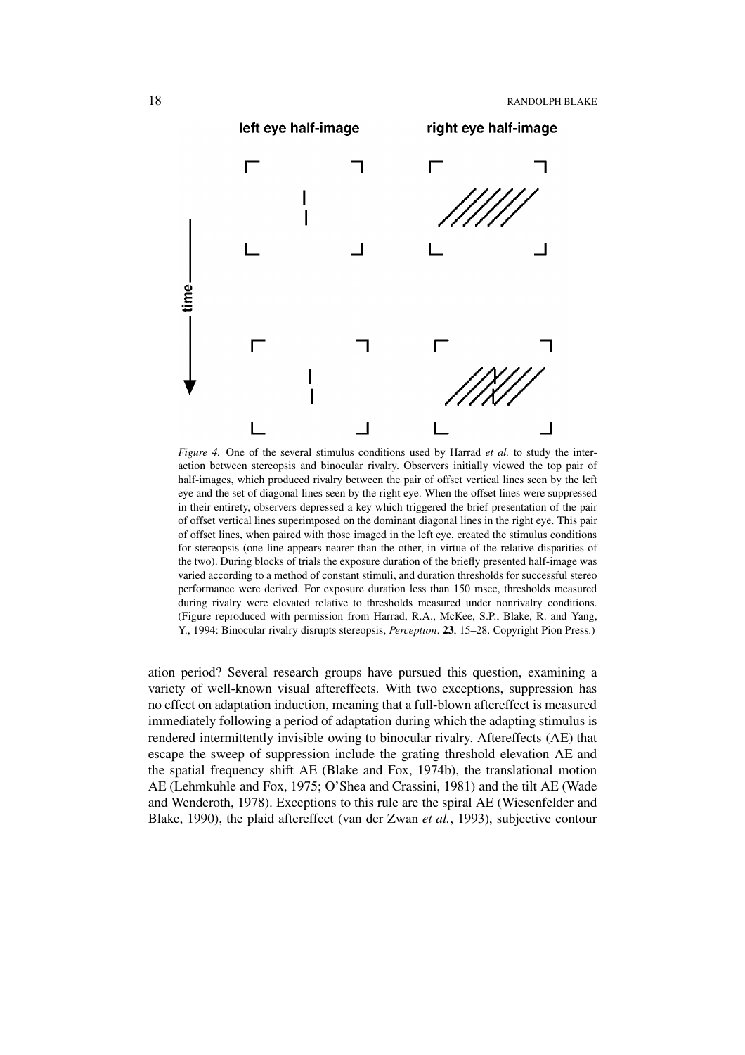*Figure 4.* One of the several stimulus conditions used by Harrad *et al.* to study the interaction between stereopsis and binocular rivalry. Observers initially viewed the top pair of half-images, which produced rivalry between the pair of offset vertical lines seen by the left eye and the set of diagonal lines seen by the right eye. When the offset lines were suppressed in their entirety, observers depressed a key which triggered the brief presentation of the pair of offset vertical lines superimposed on the dominant diagonal lines in the right eye. This pair of offset lines, when paired with those imaged in the left eye, created the stimulus conditions for stereopsis (one line appears nearer than the other, in virtue of the relative disparities of the two). During blocks of trials the exposure duration of the briefly presented half-image was varied according to a method of constant stimuli, and duration thresholds for successful stereo performance were derived. For exposure duration less than 150 msec, thresholds measured during rivalry were elevated relative to thresholds measured under nonrivalry conditions. (Figure reproduced with permission from Harrad, R.A., McKee, S.P., Blake, R. and Yang, Y., 1994: Binocular rivalry disrupts stereopsis, *Perception*. **23**, 15–28. Copyright Pion Press.)

ation period? Several research groups have pursued this question, examining a variety of well-known visual aftereffects. With two exceptions, suppression has no effect on adaptation induction, meaning that a full-blown aftereffect is measured immediately following a period of adaptation during which the adapting stimulus is rendered intermittently invisible owing to binocular rivalry. Aftereffects (AE) that escape the sweep of suppression include the grating threshold elevation AE and the spatial frequency shift AE (Blake and Fox, 1974b), the translational motion AE (Lehmkuhle and Fox, 1975; O'Shea and Crassini, 1981) and the tilt AE (Wade and Wenderoth, 1978). Exceptions to this rule are the spiral AE (Wiesenfelder and Blake, 1990), the plaid aftereffect (van der Zwan *et al.*, 1993), subjective contour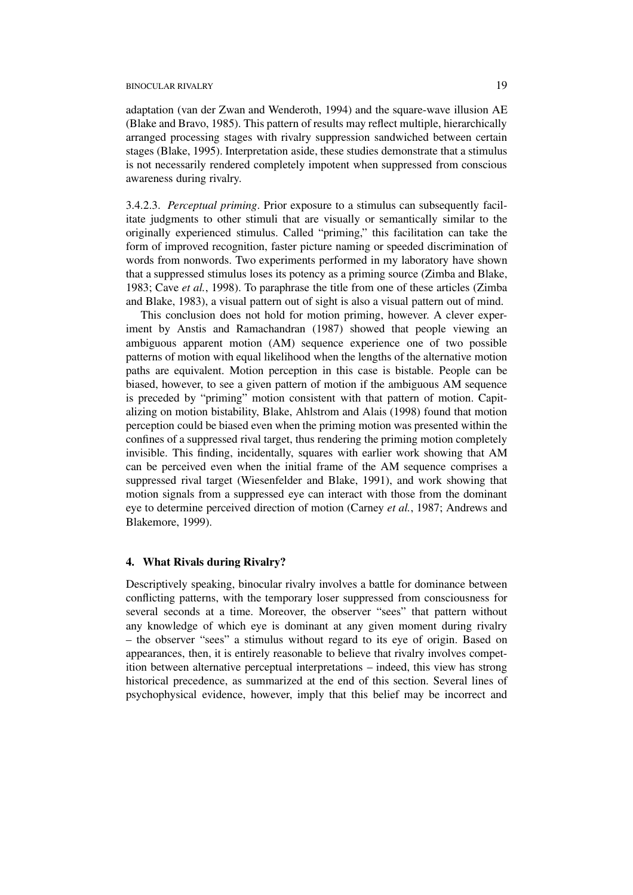adaptation (van der Zwan and Wenderoth, 1994) and the square-wave illusion AE (Blake and Bravo, 1985). This pattern of results may reflect multiple, hierarchically arranged processing stages with rivalry suppression sandwiched between certain stages (Blake, 1995). Interpretation aside, these studies demonstrate that a stimulus is not necessarily rendered completely impotent when suppressed from conscious awareness during rivalry.

3.4.2.3. *Perceptual priming*. Prior exposure to a stimulus can subsequently facilitate judgments to other stimuli that are visually or semantically similar to the originally experienced stimulus. Called "priming," this facilitation can take the form of improved recognition, faster picture naming or speeded discrimination of words from nonwords. Two experiments performed in my laboratory have shown that a suppressed stimulus loses its potency as a priming source (Zimba and Blake, 1983; Cave *et al.*, 1998). To paraphrase the title from one of these articles (Zimba and Blake, 1983), a visual pattern out of sight is also a visual pattern out of mind.

This conclusion does not hold for motion priming, however. A clever experiment by Anstis and Ramachandran (1987) showed that people viewing an ambiguous apparent motion (AM) sequence experience one of two possible patterns of motion with equal likelihood when the lengths of the alternative motion paths are equivalent. Motion perception in this case is bistable. People can be biased, however, to see a given pattern of motion if the ambiguous AM sequence is preceded by "priming" motion consistent with that pattern of motion. Capitalizing on motion bistability, Blake, Ahlstrom and Alais (1998) found that motion perception could be biased even when the priming motion was presented within the confines of a suppressed rival target, thus rendering the priming motion completely invisible. This finding, incidentally, squares with earlier work showing that AM can be perceived even when the initial frame of the AM sequence comprises a suppressed rival target (Wiesenfelder and Blake, 1991), and work showing that motion signals from a suppressed eye can interact with those from the dominant eye to determine perceived direction of motion (Carney *et al.*, 1987; Andrews and Blakemore, 1999).

## 4. What Rivals during Rivalry?

Descriptively speaking, binocular rivalry involves a battle for dominance between conflicting patterns, with the temporary loser suppressed from consciousness for several seconds at a time. Moreover, the observer "sees" that pattern without any knowledge of which eye is dominant at any given moment during rivalry – the observer "sees" a stimulus without regard to its eye of origin. Based on appearances, then, it is entirely reasonable to believe that rivalry involves competition between alternative perceptual interpretations – indeed, this view has strong historical precedence, as summarized at the end of this section. Several lines of psychophysical evidence, however, imply that this belief may be incorrect and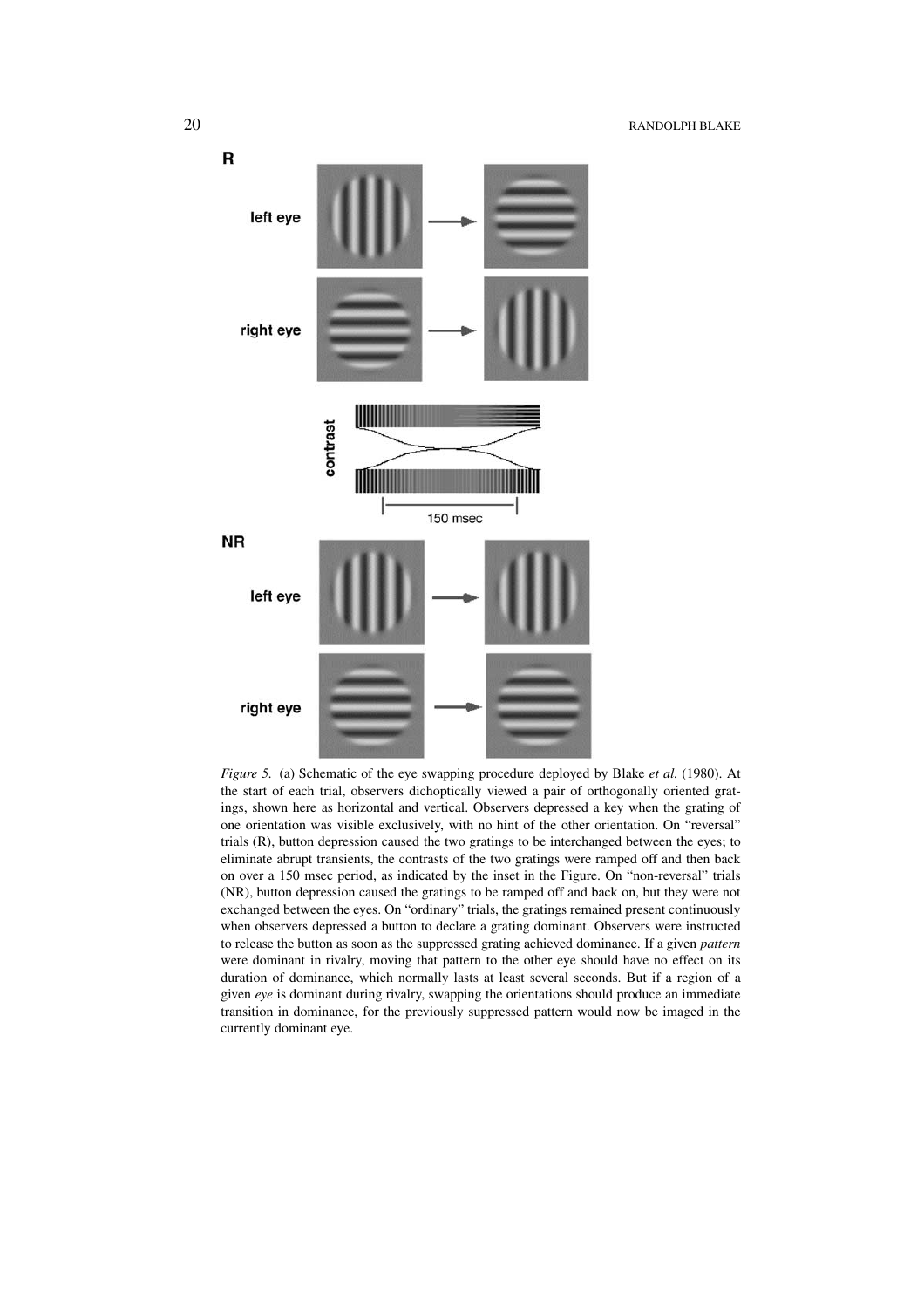*Figure 5.* (a) Schematic of the eye swapping procedure deployed by Blake *et al.* (1980). At the start of each trial, observers dichoptically viewed a pair of orthogonally oriented gratings, shown here as horizontal and vertical. Observers depressed a key when the grating of one orientation was visible exclusively, with no hint of the other orientation. On "reversal" trials (R), button depression caused the two gratings to be interchanged between the eyes; to eliminate abrupt transients, the contrasts of the two gratings were ramped off and then back on over a 150 msec period, as indicated by the inset in the Figure. On "non-reversal" trials (NR), button depression caused the gratings to be ramped off and back on, but they were not exchanged between the eyes. On "ordinary" trials, the gratings remained present continuously when observers depressed a button to declare a grating dominant. Observers were instructed to release the button as soon as the suppressed grating achieved dominance. If a given *pattern* were dominant in rivalry, moving that pattern to the other eye should have no effect on its duration of dominance, which normally lasts at least several seconds. But if a region of a given *eye* is dominant during rivalry, swapping the orientations should produce an immediate transition in dominance, for the previously suppressed pattern would now be imaged in the currently dominant eye.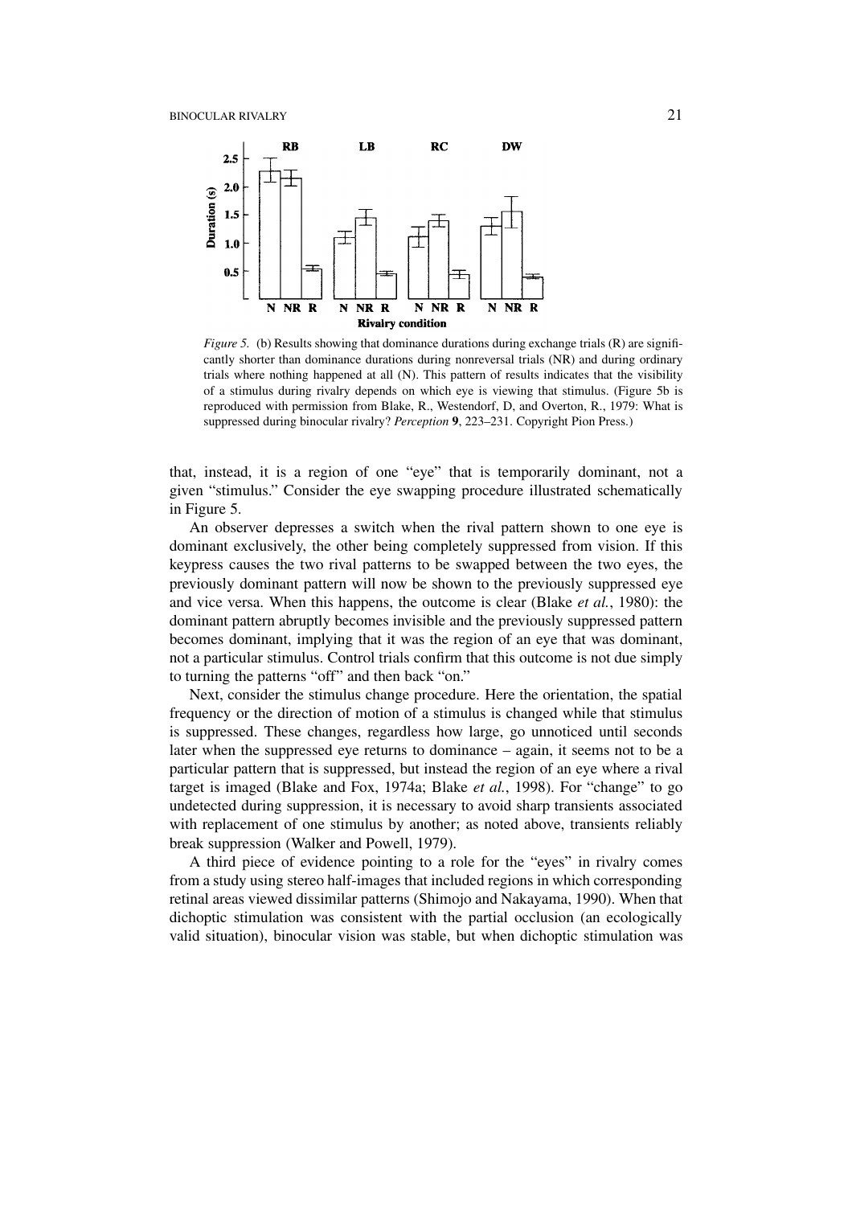*Figure 5.* (b) Results showing that dominance durations during exchange trials (R) are significantly shorter than dominance durations during nonreversal trials (NR) and during ordinary trials where nothing happened at all (N). This pattern of results indicates that the visibility of a stimulus during rivalry depends on which eye is viewing that stimulus. (Figure 5b is reproduced with permission from Blake, R., Westendorf, D, and Overton, R., 1979: What is suppressed during binocular rivalry? *Perception* **9**, 223–231. Copyright Pion Press.)

that, instead, it is a region of one "eye" that is temporarily dominant, not a given "stimulus." Consider the eye swapping procedure illustrated schematically in Figure 5.

An observer depresses a switch when the rival pattern shown to one eye is dominant exclusively, the other being completely suppressed from vision. If this keypress causes the two rival patterns to be swapped between the two eyes, the previously dominant pattern will now be shown to the previously suppressed eye and vice versa. When this happens, the outcome is clear (Blake *et al.*, 1980): the dominant pattern abruptly becomes invisible and the previously suppressed pattern becomes dominant, implying that it was the region of an eye that was dominant, not a particular stimulus. Control trials confirm that this outcome is not due simply to turning the patterns "off" and then back "on."

Next, consider the stimulus change procedure. Here the orientation, the spatial frequency or the direction of motion of a stimulus is changed while that stimulus is suppressed. These changes, regardless how large, go unnoticed until seconds later when the suppressed eye returns to dominance – again, it seems not to be a particular pattern that is suppressed, but instead the region of an eye where a rival target is imaged (Blake and Fox, 1974a; Blake *et al.*, 1998). For "change" to go undetected during suppression, it is necessary to avoid sharp transients associated with replacement of one stimulus by another; as noted above, transients reliably break suppression (Walker and Powell, 1979).

A third piece of evidence pointing to a role for the "eyes" in rivalry comes from a study using stereo half-images that included regions in which corresponding retinal areas viewed dissimilar patterns (Shimojo and Nakayama, 1990). When that dichoptic stimulation was consistent with the partial occlusion (an ecologically valid situation), binocular vision was stable, but when dichoptic stimulation was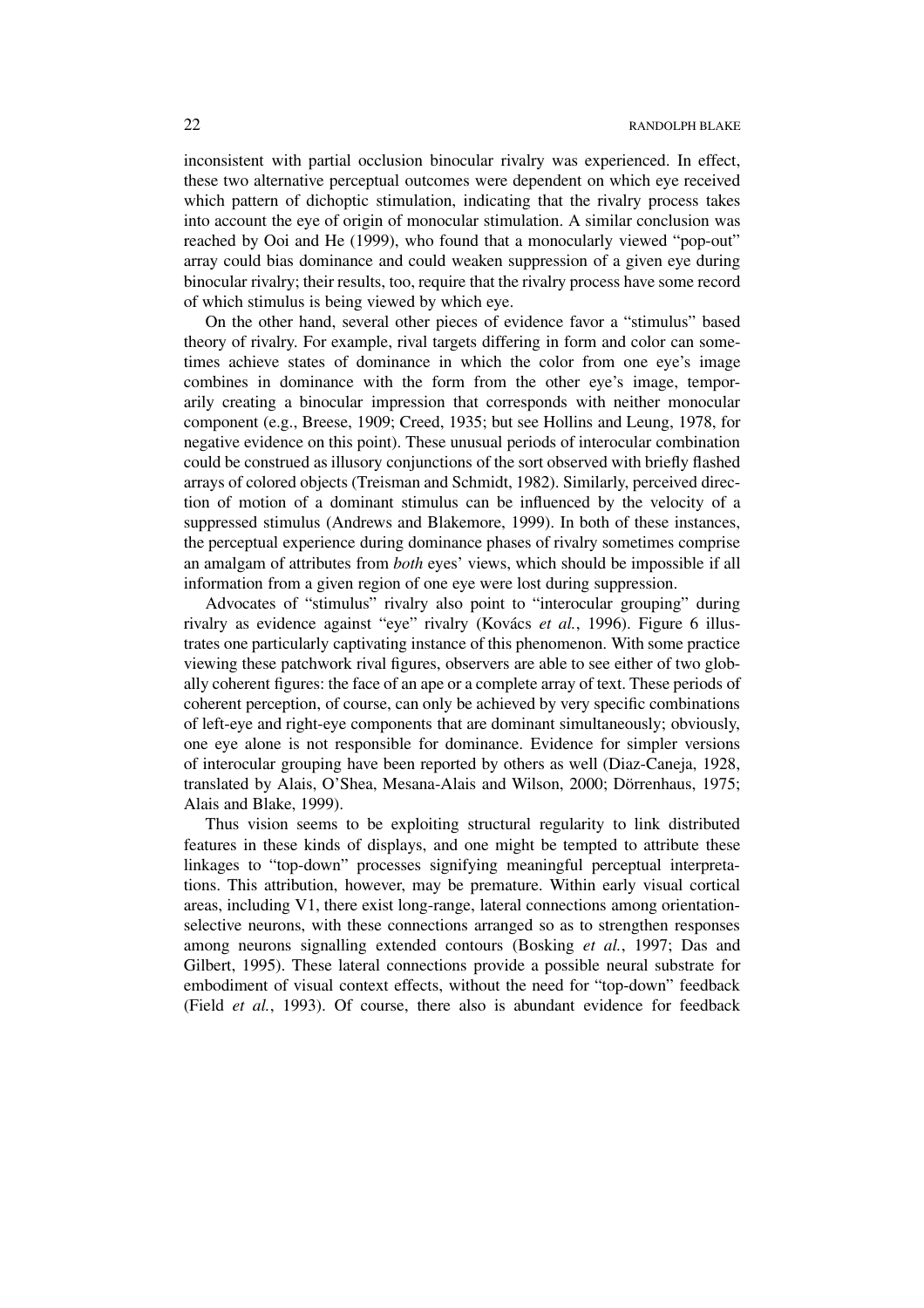inconsistent with partial occlusion binocular rivalry was experienced. In effect, these two alternative perceptual outcomes were dependent on which eye received which pattern of dichoptic stimulation, indicating that the rivalry process takes into account the eye of origin of monocular stimulation. A similar conclusion was reached by Ooi and He (1999), who found that a monocularly viewed "pop-out" array could bias dominance and could weaken suppression of a given eye during binocular rivalry; their results, too, require that the rivalry process have some record of which stimulus is being viewed by which eye.

On the other hand, several other pieces of evidence favor a "stimulus" based theory of rivalry. For example, rival targets differing in form and color can sometimes achieve states of dominance in which the color from one eye's image combines in dominance with the form from the other eye's image, temporarily creating a binocular impression that corresponds with neither monocular component (e.g., Breese, 1909; Creed, 1935; but see Hollins and Leung, 1978, for negative evidence on this point). These unusual periods of interocular combination could be construed as illusory conjunctions of the sort observed with briefly flashed arrays of colored objects (Treisman and Schmidt, 1982). Similarly, perceived direction of motion of a dominant stimulus can be influenced by the velocity of a suppressed stimulus (Andrews and Blakemore, 1999). In both of these instances, the perceptual experience during dominance phases of rivalry sometimes comprise an amalgam of attributes from *both* eyes' views, which should be impossible if all information from a given region of one eye were lost during suppression.

Advocates of "stimulus" rivalry also point to "interocular grouping" during rivalry as evidence against "eye" rivalry (Kovács *et al.*, 1996). Figure 6 illustrates one particularly captivating instance of this phenomenon. With some practice viewing these patchwork rival figures, observers are able to see either of two globally coherent figures: the face of an ape or a complete array of text. These periods of coherent perception, of course, can only be achieved by very specific combinations of left-eye and right-eye components that are dominant simultaneously; obviously, one eye alone is not responsible for dominance. Evidence for simpler versions of interocular grouping have been reported by others as well (Diaz-Caneja, 1928, translated by Alais, O'Shea, Mesana-Alais and Wilson, 2000; Dörrenhaus, 1975; Alais and Blake, 1999).

Thus vision seems to be exploiting structural regularity to link distributed features in these kinds of displays, and one might be tempted to attribute these linkages to "top-down" processes signifying meaningful perceptual interpretations. This attribution, however, may be premature. Within early visual cortical areas, including V1, there exist long-range, lateral connections among orientation-selective neurons, with these connections arranged so as to strengthen responses among neurons signalling extended contours (Bosking *et al.*, 1997; Das and Gilbert, 1995). These lateral connections provide a possible neural substrate for embodiment of visual context effects, without the need for "top-down" feedback (Field *et al.*, 1993). Of course, there also is abundant evidence for feedback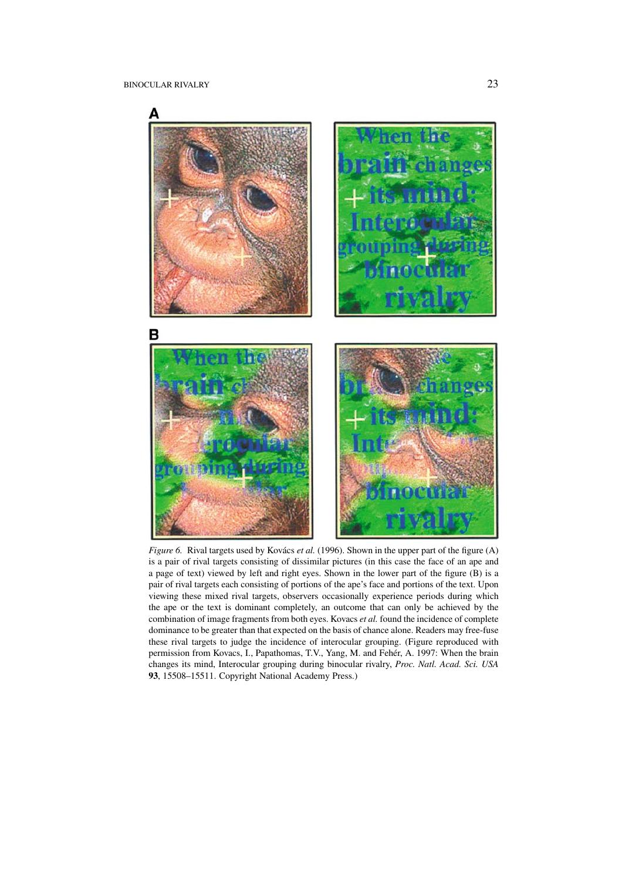*Figure 6.* Rival targets used by Kovács *et al.* (1996). Shown in the upper part of the figure (A) is a pair of rival targets consisting of dissimilar pictures (in this case the face of an ape and a page of text) viewed by left and right eyes. Shown in the lower part of the figure (B) is a pair of rival targets each consisting of portions of the ape's face and portions of the text. Upon viewing these mixed rival targets, observers occasionally experience periods during which the ape or the text is dominant completely, an outcome that can only be achieved by the combination of image fragments from both eyes. Kovacs *et al.* found the incidence of complete dominance to be greater than that expected on the basis of chance alone. Readers may free-fuse these rival targets to judge the incidence of interocular grouping. (Figure reproduced with permission from Kovacs, I., Papathomas, T.V., Yang, M. and Fehér, A. 1997: When the brain changes its mind, Interocular grouping during binocular rivalry, *Proc. Natl. Acad. Sci. USA* **93**, 15508–15511. Copyright National Academy Press.)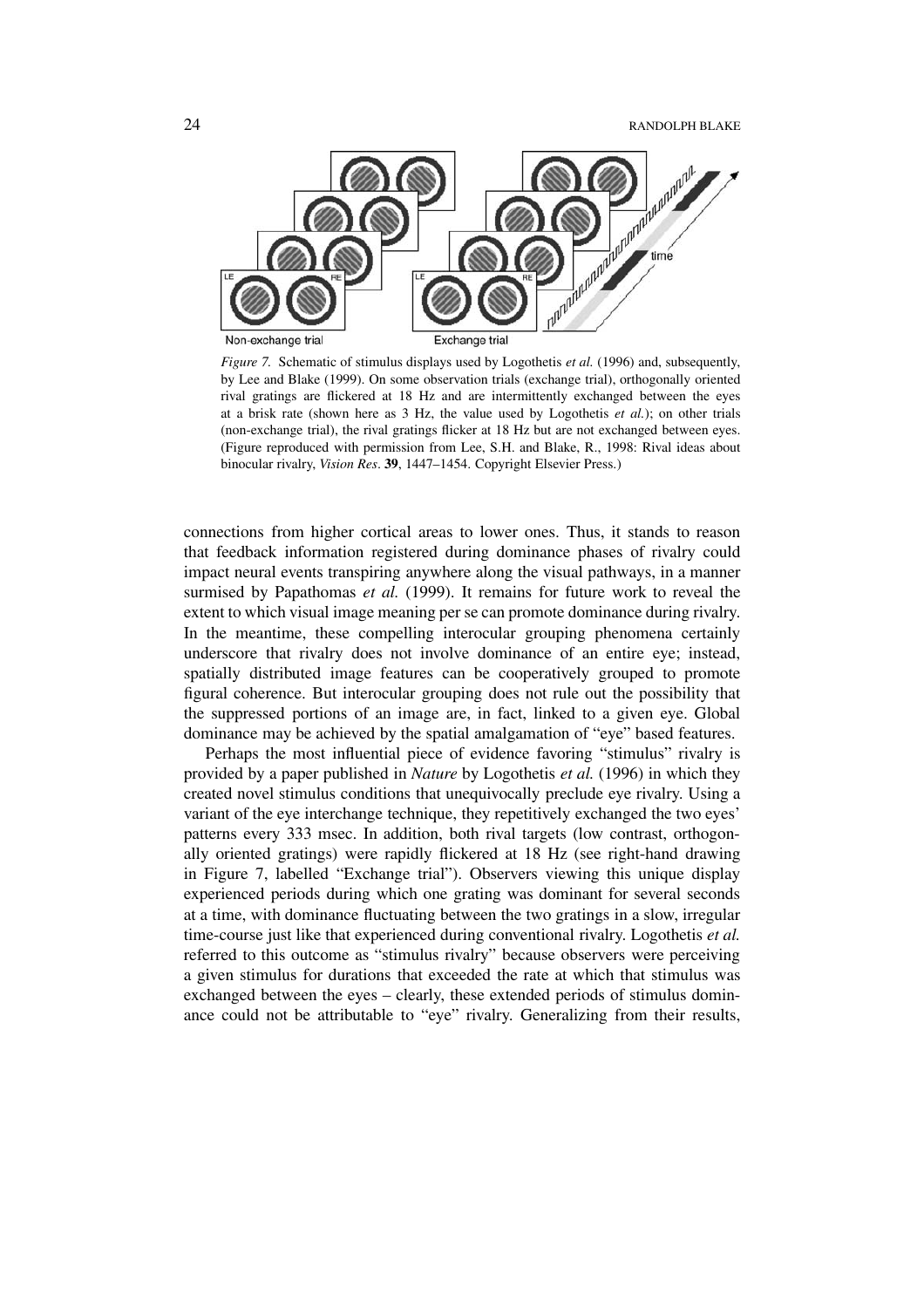*Figure 7.* Schematic of stimulus displays used by Logothetis *et al.* (1996) and, subsequently, by Lee and Blake (1999). On some observation trials (exchange trial), orthogonally oriented rival gratings are flickered at 18 Hz and are intermittently exchanged between the eyes at a brisk rate (shown here as 3 Hz, the value used by Logothetis *et al.*); on other trials (non-exchange trial), the rival gratings flicker at 18 Hz but are not exchanged between eyes. (Figure reproduced with permission from Lee, S.H. and Blake, R., 1998: Rival ideas about binocular rivalry, *Vision Res*. **39**, 1447–1454. Copyright Elsevier Press.)

connections from higher cortical areas to lower ones. Thus, it stands to reason that feedback information registered during dominance phases of rivalry could impact neural events transpiring anywhere along the visual pathways, in a manner surmised by Papathomas *et al.* (1999). It remains for future work to reveal the extent to which visual image meaning per se can promote dominance during rivalry. In the meantime, these compelling interocular grouping phenomena certainly underscore that rivalry does not involve dominance of an entire eye; instead, spatially distributed image features can be cooperatively grouped to promote figural coherence. But interocular grouping does not rule out the possibility that the suppressed portions of an image are, in fact, linked to a given eye. Global dominance may be achieved by the spatial amalgamation of "eye" based features.

Perhaps the most influential piece of evidence favoring "stimulus" rivalry is provided by a paper published in *Nature* by Logothetis *et al.* (1996) in which they created novel stimulus conditions that unequivocally preclude eye rivalry. Using a variant of the eye interchange technique, they repetitively exchanged the two eyes' patterns every 333 msec. In addition, both rival targets (low contrast, orthogonally oriented gratings) were rapidly flickered at 18 Hz (see right-hand drawing in Figure 7, labelled "Exchange trial"). Observers viewing this unique display experienced periods during which one grating was dominant for several seconds at a time, with dominance fluctuating between the two gratings in a slow, irregular time-course just like that experienced during conventional rivalry. Logothetis *et al.* referred to this outcome as "stimulus rivalry" because observers were perceiving a given stimulus for durations that exceeded the rate at which that stimulus was exchanged between the eyes – clearly, these extended periods of stimulus dominance could not be attributable to "eye" rivalry. Generalizing from their results,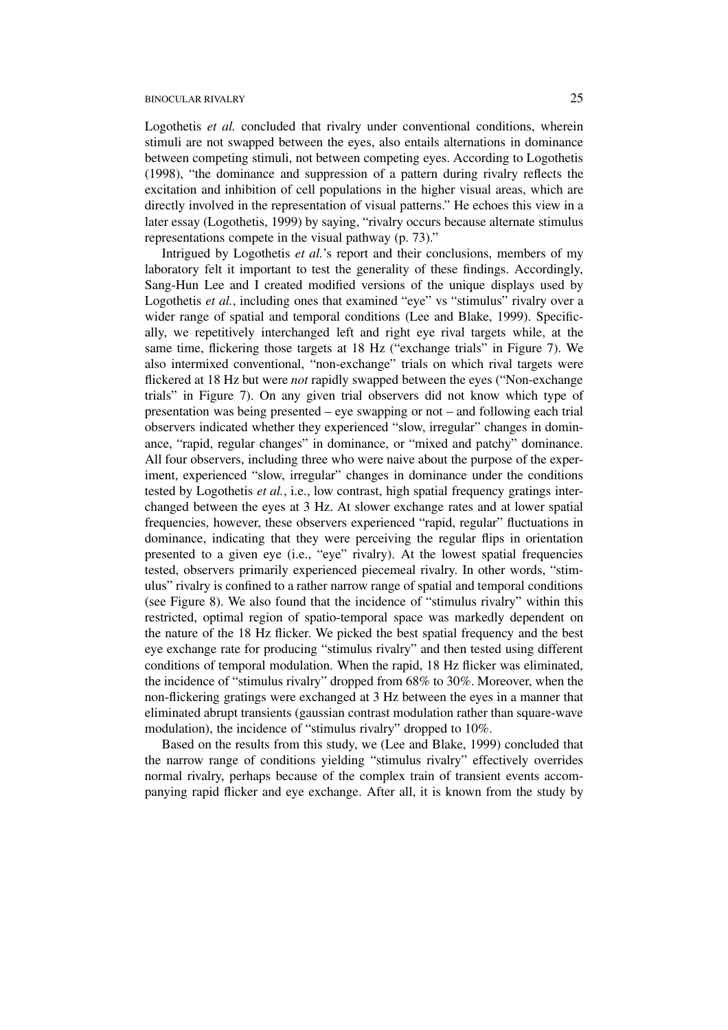Logothetis *et al.* concluded that rivalry under conventional conditions, wherein stimuli are not swapped between the eyes, also entails alternations in dominance between competing stimuli, not between competing eyes. According to Logothetis (1998), "the dominance and suppression of a pattern during rivalry reflects the excitation and inhibition of cell populations in the higher visual areas, which are directly involved in the representation of visual patterns." He echoes this view in a later essay (Logothetis, 1999) by saying, "rivalry occurs because alternate stimulus representations compete in the visual pathway (p. 73)."

Intrigued by Logothetis *et al.*'s report and their conclusions, members of my laboratory felt it important to test the generality of these findings. Accordingly, Sang-Hun Lee and I created modified versions of the unique displays used by Logothetis *et al.*, including ones that examined "eye" vs "stimulus" rivalry over a wider range of spatial and temporal conditions (Lee and Blake, 1999). Specifically, we repetitively interchanged left and right eye rival targets while, at the same time, flickering those targets at 18 Hz ("exchange trials" in Figure 7). We also intermixed conventional, "non-exchange" trials on which rival targets were flickered at 18 Hz but were *not* rapidly swapped between the eyes ("Non-exchange trials" in Figure 7). On any given trial observers did not know which type of presentation was being presented – eye swapping or not – and following each trial observers indicated whether they experienced "slow, irregular" changes in dominance, "rapid, regular changes" in dominance, or "mixed and patchy" dominance. All four observers, including three who were naive about the purpose of the experiment, experienced "slow, irregular" changes in dominance under the conditions tested by Logothetis *et al.*, i.e., low contrast, high spatial frequency gratings interchanged between the eyes at 3 Hz. At slower exchange rates and at lower spatial frequencies, however, these observers experienced "rapid, regular" fluctuations in dominance, indicating that they were perceiving the regular flips in orientation presented to a given eye (i.e., "eye" rivalry). At the lowest spatial frequencies tested, observers primarily experienced piecemeal rivalry. In other words, "stimulus" rivalry is confined to a rather narrow range of spatial and temporal conditions (see Figure 8). We also found that the incidence of "stimulus rivalry" within this restricted, optimal region of spatio-temporal space was markedly dependent on the nature of the 18 Hz flicker. We picked the best spatial frequency and the best eye exchange rate for producing "stimulus rivalry" and then tested using different conditions of temporal modulation. When the rapid, 18 Hz flicker was eliminated, the incidence of "stimulus rivalry" dropped from 68% to 30%. Moreover, when the non-flickering gratings were exchanged at 3 Hz between the eyes in a manner that eliminated abrupt transients (gaussian contrast modulation rather than square-wave modulation), the incidence of "stimulus rivalry" dropped to 10%.

Based on the results from this study, we (Lee and Blake, 1999) concluded that the narrow range of conditions yielding "stimulus rivalry" effectively overrides normal rivalry, perhaps because of the complex train of transient events accompanying rapid flicker and eye exchange. After all, it is known from the study by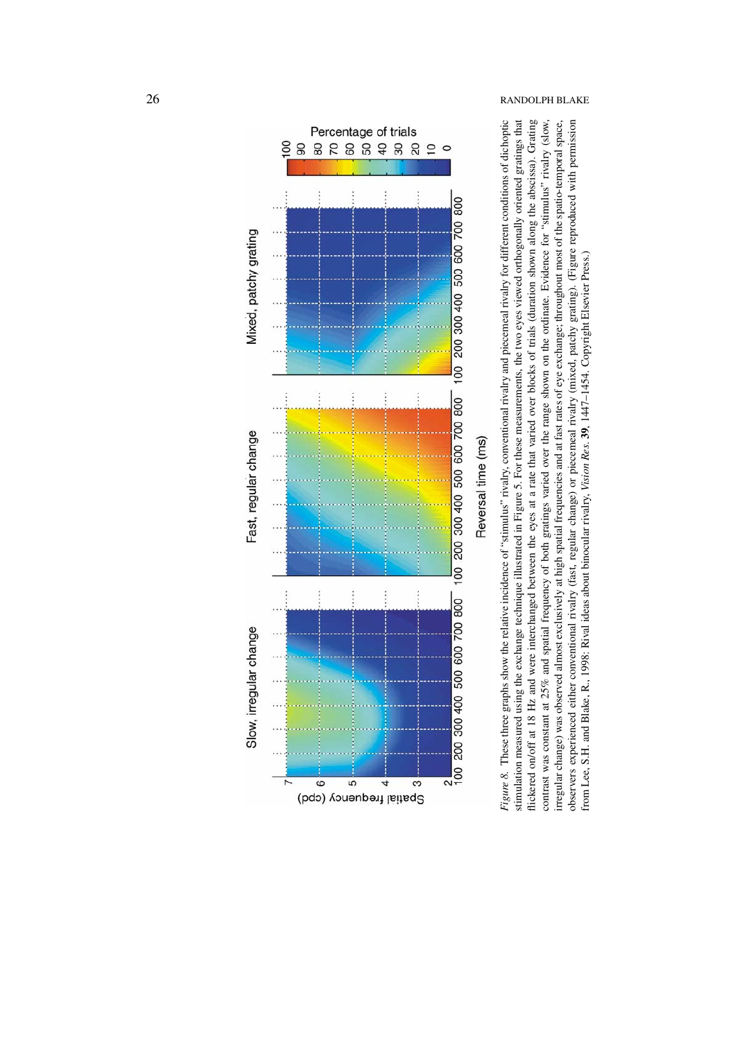*Figure 8.* These three graphs show the relative incidence of "stimulus" rivalry, conventional rivalry and piecemeal rivalry for different conditions of dichoptic stimulation measured using the exchange technique illustrated in Figure 5. For these measurements, the two eyes viewed orthogonally oriented gratings that flickered on/off at 18 Hz and were interchanged between the eyes at a rate that varied over blocks of trials (duration shown along the abscissa). Grating contrast was constant at 25% and spatial frequency of both gratings varied over the range shown on the ordinate. Evidence for "stimulus" rivalry (slow, irregular change) was observed almost exclusively at high spatial frequencies and at fast rates of eye exchange; throughout most of the spatio-temporal space, observers experienced either conventional rivalry (fast, regular change) or piecemeal rivalry (mixed, patchy grating). (Figure reproduced with permission from Lee, S.H. and Blake, R., 1998: Rival ideas about binocular rivalry, *Vision Res.* **39**, 1447–1454. Copyright Elsevier Press.)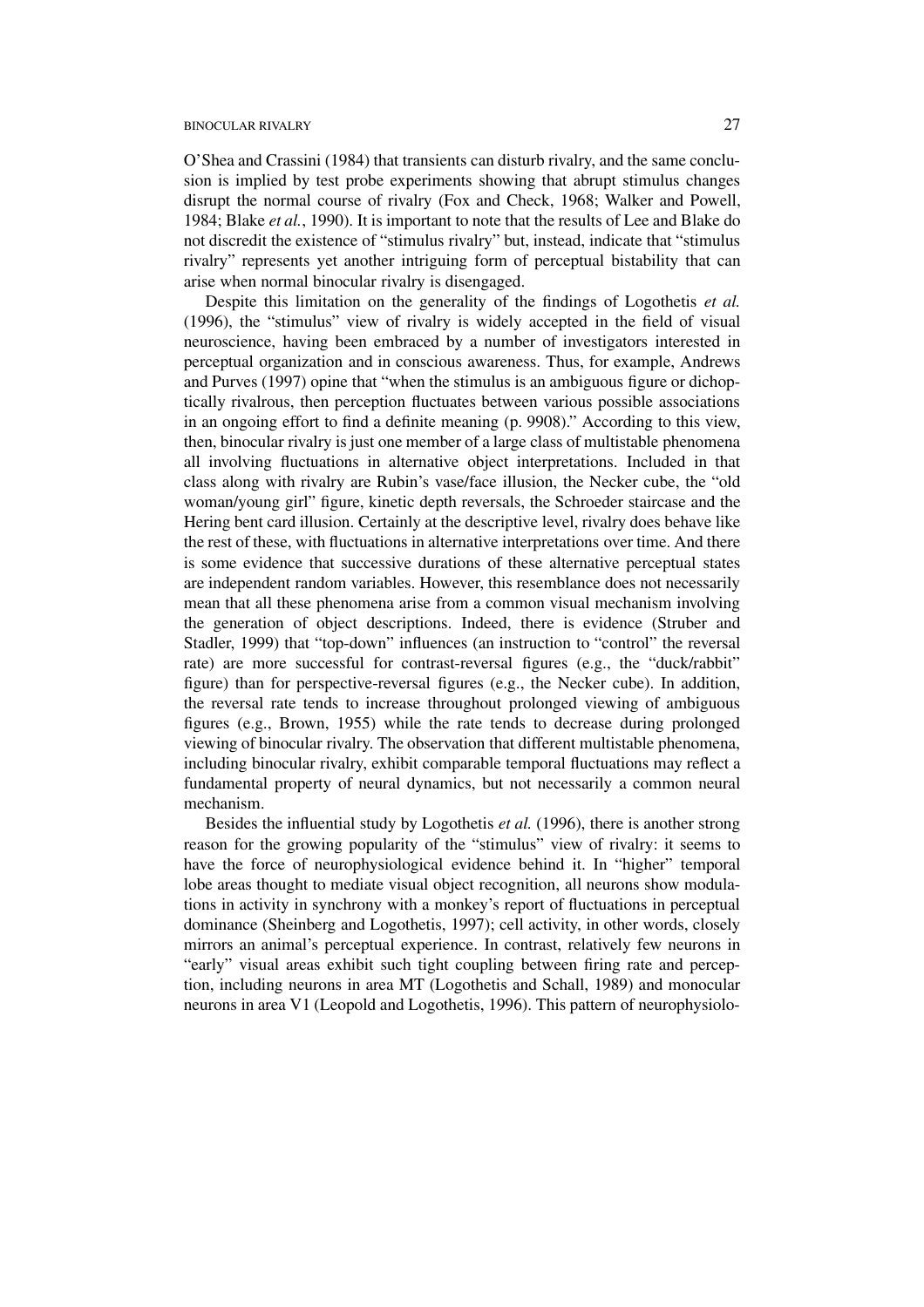O'Shea and Crassini (1984) that transients can disturb rivalry, and the same conclusion is implied by test probe experiments showing that abrupt stimulus changes disrupt the normal course of rivalry (Fox and Check, 1968; Walker and Powell, 1984; Blake *et al.*, 1990). It is important to note that the results of Lee and Blake do not discredit the existence of "stimulus rivalry" but, instead, indicate that "stimulus rivalry" represents yet another intriguing form of perceptual bistability that can arise when normal binocular rivalry is disengaged.

Despite this limitation on the generality of the findings of Logothetis *et al.* (1996), the "stimulus" view of rivalry is widely accepted in the field of visual neuroscience, having been embraced by a number of investigators interested in perceptual organization and in conscious awareness. Thus, for example, Andrews and Purves (1997) opine that "when the stimulus is an ambiguous figure or dichoptically rivalrous, then perception fluctuates between various possible associations in an ongoing effort to find a definite meaning (p. 9908)." According to this view, then, binocular rivalry is just one member of a large class of multistable phenomena all involving fluctuations in alternative object interpretations. Included in that class along with rivalry are Rubin's vase/face illusion, the Necker cube, the "old woman/young girl" figure, kinetic depth reversals, the Schroeder staircase and the Hering bent card illusion. Certainly at the descriptive level, rivalry does behave like the rest of these, with fluctuations in alternative interpretations over time. And there is some evidence that successive durations of these alternative perceptual states are independent random variables. However, this resemblance does not necessarily mean that all these phenomena arise from a common visual mechanism involving the generation of object descriptions. Indeed, there is evidence (Struber and Stadler, 1999) that "top-down" influences (an instruction to "control" the reversal rate) are more successful for contrast-reversal figures (e.g., the "duck/rabbit" figure) than for perspective-reversal figures (e.g., the Necker cube). In addition, the reversal rate tends to increase throughout prolonged viewing of ambiguous figures (e.g., Brown, 1955) while the rate tends to decrease during prolonged viewing of binocular rivalry. The observation that different multistable phenomena, including binocular rivalry, exhibit comparable temporal fluctuations may reflect a fundamental property of neural dynamics, but not necessarily a common neural mechanism.

Besides the influential study by Logothetis *et al.* (1996), there is another strong reason for the growing popularity of the "stimulus" view of rivalry: it seems to have the force of neurophysiological evidence behind it. In "higher" temporal lobe areas thought to mediate visual object recognition, all neurons show modulations in activity in synchrony with a monkey's report of fluctuations in perceptual dominance (Sheinberg and Logothetis, 1997); cell activity, in other words, closely mirrors an animal's perceptual experience. In contrast, relatively few neurons in "early" visual areas exhibit such tight coupling between firing rate and perception, including neurons in area MT (Logothetis and Schall, 1989) and monocular neurons in area V1 (Leopold and Logothetis, 1996). This pattern of neurophysiolo-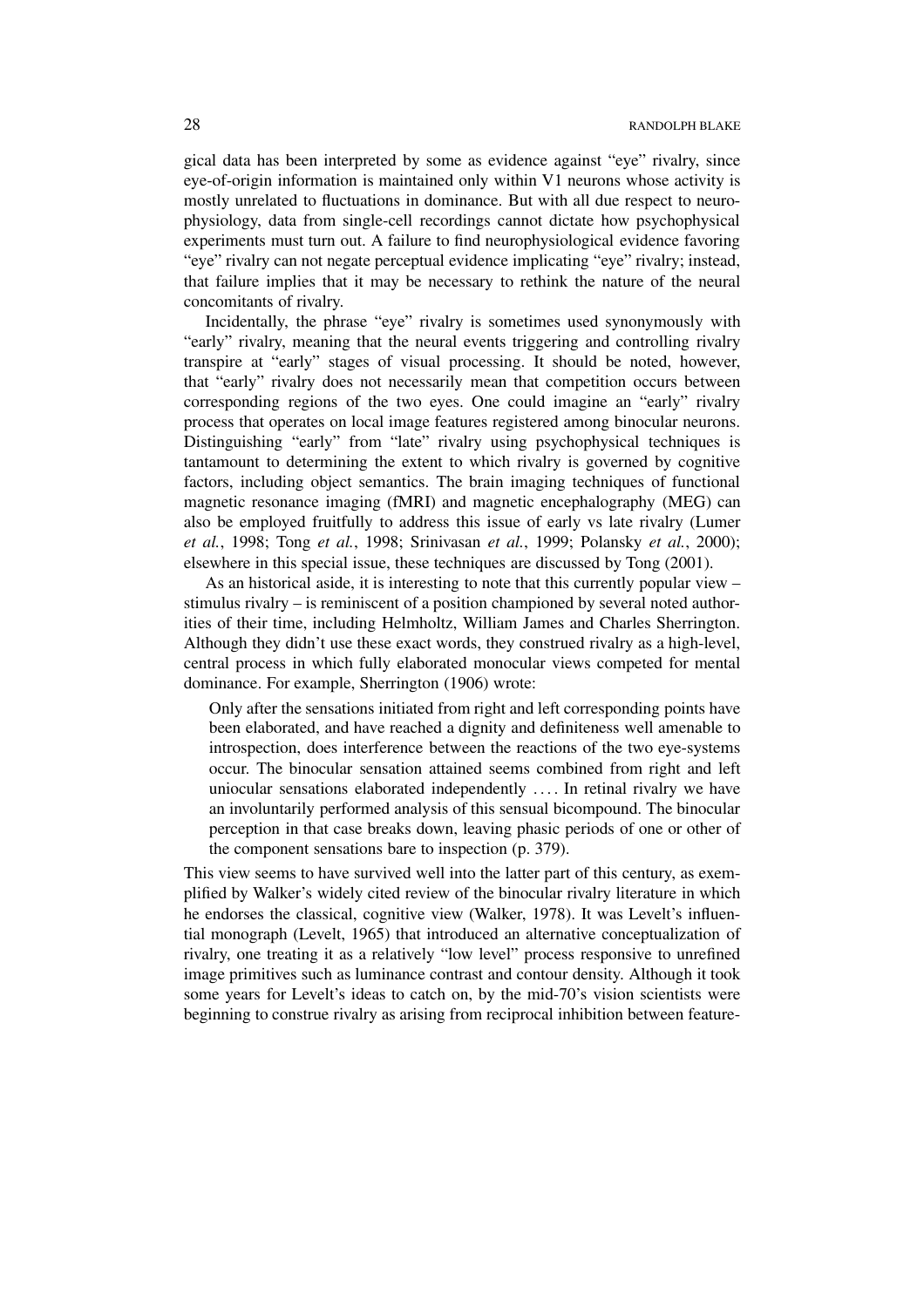gical data has been interpreted by some as evidence against "eye" rivalry, since eye-of-origin information is maintained only within V1 neurons whose activity is mostly unrelated to fluctuations in dominance. But with all due respect to neurophysiology, data from single-cell recordings cannot dictate how psychophysical experiments must turn out. A failure to find neurophysiological evidence favoring "eye" rivalry can not negate perceptual evidence implicating "eye" rivalry; instead, that failure implies that it may be necessary to rethink the nature of the neural concomitants of rivalry.

Incidentally, the phrase "eye" rivalry is sometimes used synonymously with "early" rivalry, meaning that the neural events triggering and controlling rivalry transpire at "early" stages of visual processing. It should be noted, however, that "early" rivalry does not necessarily mean that competition occurs between corresponding regions of the two eyes. One could imagine an "early" rivalry process that operates on local image features registered among binocular neurons. Distinguishing "early" from "late" rivalry using psychophysical techniques is tantamount to determining the extent to which rivalry is governed by cognitive factors, including object semantics. The brain imaging techniques of functional magnetic resonance imaging (fMRI) and magnetic encephalography (MEG) can also be employed fruitfully to address this issue of early vs late rivalry (Lumer *et al.*, 1998; Tong *et al.*, 1998; Srinivasan *et al.*, 1999; Polansky *et al.*, 2000); elsewhere in this special issue, these techniques are discussed by Tong (2001).

As an historical aside, it is interesting to note that this currently popular view – stimulus rivalry – is reminiscent of a position championed by several noted authorities of their time, including Helmholtz, William James and Charles Sherrington. Although they didn't use these exact words, they construed rivalry as a high-level, central process in which fully elaborated monocular views competed for mental dominance. For example, Sherrington (1906) wrote:

> Only after the sensations initiated from right and left corresponding points have been elaborated, and have reached a dignity and definiteness well amenable to introspection, does interference between the reactions of the two eye-systems occur. The binocular sensation attained seems combined from right and left uniocular sensations elaborated independently .... In retinal rivalry we have an involuntarily performed analysis of this sensual bicompound. The binocular perception in that case breaks down, leaving phasic periods of one or other of the component sensations bare to inspection (p. 379).

This view seems to have survived well into the latter part of this century, as exemplified by Walker's widely cited review of the binocular rivalry literature in which he endorses the classical, cognitive view (Walker, 1978). It was Levelt's influential monograph (Levelt, 1965) that introduced an alternative conceptualization of rivalry, one treating it as a relatively "low level" process responsive to unrefined image primitives such as luminance contrast and contour density. Although it took some years for Levelt's ideas to catch on, by the mid-70's vision scientists were beginning to construe rivalry as arising from reciprocal inhibition between feature-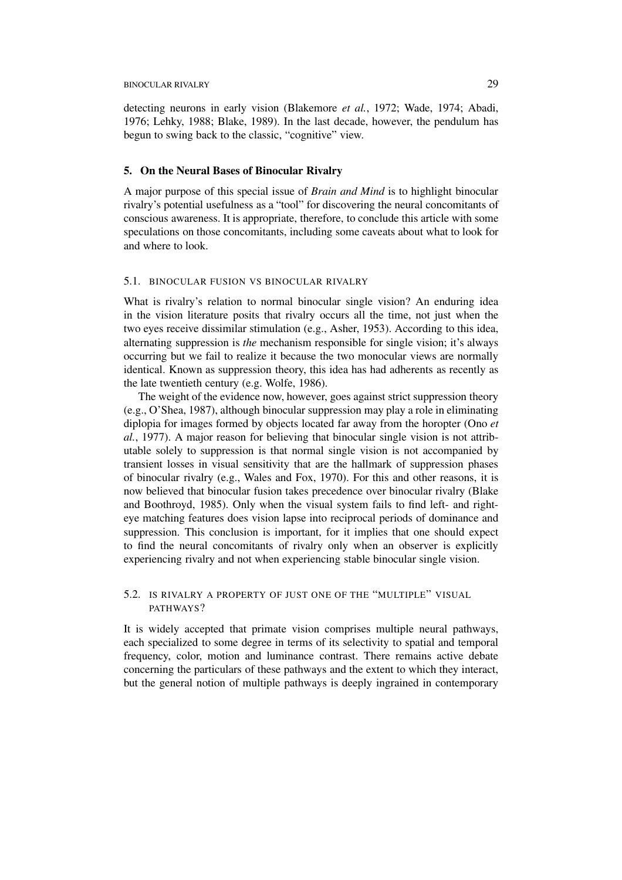detecting neurons in early vision (Blakemore *et al.*, 1972; Wade, 1974; Abadi, 1976; Lehky, 1988; Blake, 1989). In the last decade, however, the pendulum has begun to swing back to the classic, "cognitive" view.

## 5. On the Neural Bases of Binocular Rivalry

A major purpose of this special issue of *Brain and Mind* is to highlight binocular rivalry's potential usefulness as a "tool" for discovering the neural concomitants of conscious awareness. It is appropriate, therefore, to conclude this article with some speculations on those concomitants, including some caveats about what to look for and where to look.

### 5.1. Binocular Fusion vs Binocular Rivalry

What is rivalry's relation to normal binocular single vision? An enduring idea in the vision literature posits that rivalry occurs all the time, not just when the two eyes receive dissimilar stimulation (e.g., Asher, 1953). According to this idea, alternating suppression is *the* mechanism responsible for single vision; it's always occurring but we fail to realize it because the two monocular views are normally identical. Known as suppression theory, this idea has had adherents as recently as the late twentieth century (e.g. Wolfe, 1986).

The weight of the evidence now, however, goes against strict suppression theory (e.g., O'Shea, 1987), although binocular suppression may play a role in eliminating diplopia for images formed by objects located far away from the horopter (Ono *et al.*, 1977). A major reason for believing that binocular single vision is not attributable solely to suppression is that normal single vision is not accompanied by transient losses in visual sensitivity that are the hallmark of suppression phases of binocular rivalry (e.g., Wales and Fox, 1970). For this and other reasons, it is now believed that binocular fusion takes precedence over binocular rivalry (Blake and Boothroyd, 1985). Only when the visual system fails to find left- and right-eye matching features does vision lapse into reciprocal periods of dominance and suppression. This conclusion is important, for it implies that one should expect to find the neural concomitants of rivalry only when an observer is explicitly experiencing rivalry and not when experiencing stable binocular single vision.

### 5.2. Is Rivalry a Property of Just One of the "Multiple" Visual Pathways?

It is widely accepted that primate vision comprises multiple neural pathways, each specialized to some degree in terms of its selectivity to spatial and temporal frequency, color, motion and luminance contrast. There remains active debate concerning the particulars of these pathways and the extent to which they interact, but the general notion of multiple pathways is deeply ingrained in contemporary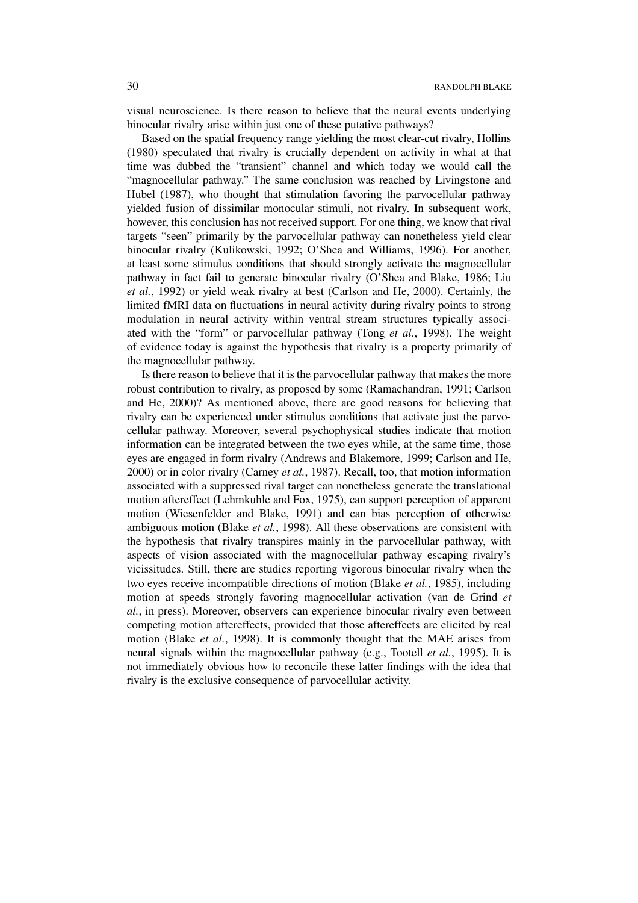visual neuroscience. Is there reason to believe that the neural events underlying binocular rivalry arise within just one of these putative pathways?

Based on the spatial frequency range yielding the most clear-cut rivalry, Hollins (1980) speculated that rivalry is crucially dependent on activity in what at that time was dubbed the "transient" channel and which today we would call the "magnocellular pathway." The same conclusion was reached by Livingstone and Hubel (1987), who thought that stimulation favoring the parvocellular pathway yielded fusion of dissimilar monocular stimuli, not rivalry. In subsequent work, however, this conclusion has not received support. For one thing, we know that rival targets "seen" primarily by the parvocellular pathway can nonetheless yield clear binocular rivalry (Kulikowski, 1992; O'Shea and Williams, 1996). For another, at least some stimulus conditions that should strongly activate the magnocellular pathway in fact fail to generate binocular rivalry (O'Shea and Blake, 1986; Liu *et al.*, 1992) or yield weak rivalry at best (Carlson and He, 2000). Certainly, the limited fMRI data on fluctuations in neural activity during rivalry points to strong modulation in neural activity within ventral stream structures typically associated with the "form" or parvocellular pathway (Tong *et al.*, 1998). The weight of evidence today is against the hypothesis that rivalry is a property primarily of the magnocellular pathway.

Is there reason to believe that it is the parvocellular pathway that makes the more robust contribution to rivalry, as proposed by some (Ramachandran, 1991; Carlson and He, 2000)? As mentioned above, there are good reasons for believing that rivalry can be experienced under stimulus conditions that activate just the parvocellular pathway. Moreover, several psychophysical studies indicate that motion information can be integrated between the two eyes while, at the same time, those eyes are engaged in form rivalry (Andrews and Blakemore, 1999; Carlson and He, 2000) or in color rivalry (Carney *et al.*, 1987). Recall, too, that motion information associated with a suppressed rival target can nonetheless generate the translational motion aftereffect (Lehmkuhle and Fox, 1975), can support perception of apparent motion (Wiesenfelder and Blake, 1991) and can bias perception of otherwise ambiguous motion (Blake *et al.*, 1998). All these observations are consistent with the hypothesis that rivalry transpires mainly in the parvocellular pathway, with aspects of vision associated with the magnocellular pathway escaping rivalry's vicissitudes. Still, there are studies reporting vigorous binocular rivalry when the two eyes receive incompatible directions of motion (Blake *et al.*, 1985), including motion at speeds strongly favoring magnocellular activation (van de Grind *et al.*, in press). Moreover, observers can experience binocular rivalry even between competing motion aftereffects, provided that those aftereffects are elicited by real motion (Blake *et al.*, 1998). It is commonly thought that the MAE arises from neural signals within the magnocellular pathway (e.g., Tootell *et al.*, 1995). It is not immediately obvious how to reconcile these latter findings with the idea that rivalry is the exclusive consequence of parvocellular activity.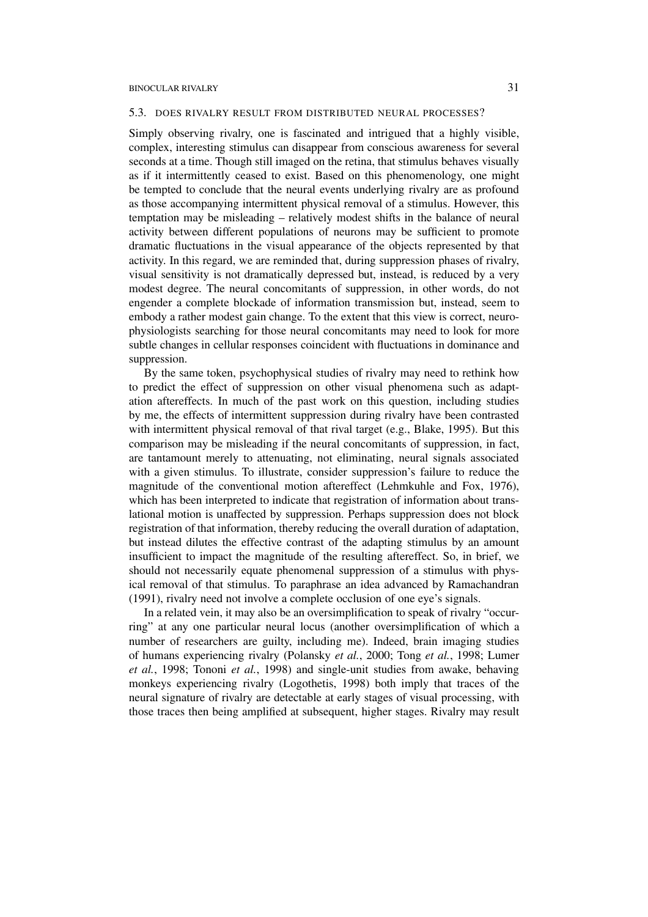### 5.3. DOES RIVALRY RESULT FROM DISTRIBUTED NEURAL PROCESSES?

Simply observing rivalry, one is fascinated and intrigued that a highly visible, complex, interesting stimulus can disappear from conscious awareness for several seconds at a time. Though still imaged on the retina, that stimulus behaves visually as if it intermittently ceased to exist. Based on this phenomenology, one might be tempted to conclude that the neural events underlying rivalry are as profound as those accompanying intermittent physical removal of a stimulus. However, this temptation may be misleading – relatively modest shifts in the balance of neural activity between different populations of neurons may be sufficient to promote dramatic fluctuations in the visual appearance of the objects represented by that activity. In this regard, we are reminded that, during suppression phases of rivalry, visual sensitivity is not dramatically depressed but, instead, is reduced by a very modest degree. The neural concomitants of suppression, in other words, do not engender a complete blockade of information transmission but, instead, seem to embody a rather modest gain change. To the extent that this view is correct, neurophysiologists searching for those neural concomitants may need to look for more subtle changes in cellular responses coincident with fluctuations in dominance and suppression.

By the same token, psychophysical studies of rivalry may need to rethink how to predict the effect of suppression on other visual phenomena such as adaptation aftereffects. In much of the past work on this question, including studies by me, the effects of intermittent suppression during rivalry have been contrasted with intermittent physical removal of that rival target (e.g., Blake, 1995). But this comparison may be misleading if the neural concomitants of suppression, in fact, are tantamount merely to attenuating, not eliminating, neural signals associated with a given stimulus. To illustrate, consider suppression's failure to reduce the magnitude of the conventional motion aftereffect (Lehmkuhle and Fox, 1976), which has been interpreted to indicate that registration of information about translational motion is unaffected by suppression. Perhaps suppression does not block registration of that information, thereby reducing the overall duration of adaptation, but instead dilutes the effective contrast of the adapting stimulus by an amount insufficient to impact the magnitude of the resulting aftereffect. So, in brief, we should not necessarily equate phenomenal suppression of a stimulus with physical removal of that stimulus. To paraphrase an idea advanced by Ramachandran (1991), rivalry need not involve a complete occlusion of one eye's signals.

In a related vein, it may also be an oversimplification to speak of rivalry "occurring" at any one particular neural locus (another oversimplification of which a number of researchers are guilty, including me). Indeed, brain imaging studies of humans experiencing rivalry (Polansky *et al.*, 2000; Tong *et al.*, 1998; Lumer *et al.*, 1998; Tononi *et al.*, 1998) and single-unit studies from awake, behaving monkeys experiencing rivalry (Logothetis, 1998) both imply that traces of the neural signature of rivalry are detectable at early stages of visual processing, with those traces then being amplified at subsequent, higher stages. Rivalry may result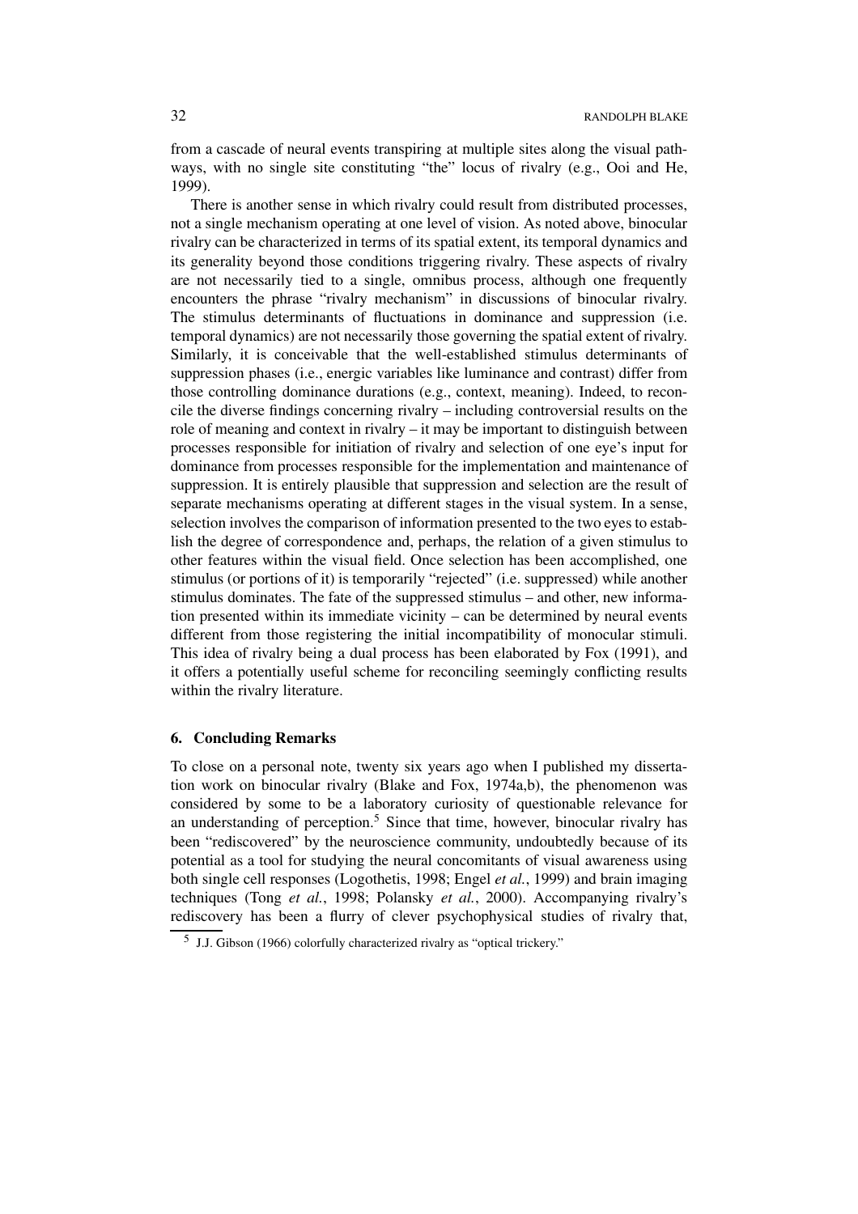from a cascade of neural events transpiring at multiple sites along the visual pathways, with no single site constituting "the" locus of rivalry (e.g., Ooi and He, 1999).

There is another sense in which rivalry could result from distributed processes, not a single mechanism operating at one level of vision. As noted above, binocular rivalry can be characterized in terms of its spatial extent, its temporal dynamics and its generality beyond those conditions triggering rivalry. These aspects of rivalry are not necessarily tied to a single, omnibus process, although one frequently encounters the phrase "rivalry mechanism" in discussions of binocular rivalry. The stimulus determinants of fluctuations in dominance and suppression (i.e. temporal dynamics) are not necessarily those governing the spatial extent of rivalry. Similarly, it is conceivable that the well-established stimulus determinants of suppression phases (i.e., energic variables like luminance and contrast) differ from those controlling dominance durations (e.g., context, meaning). Indeed, to reconcile the diverse findings concerning rivalry – including controversial results on the role of meaning and context in rivalry – it may be important to distinguish between processes responsible for initiation of rivalry and selection of one eye's input for dominance from processes responsible for the implementation and maintenance of suppression. It is entirely plausible that suppression and selection are the result of separate mechanisms operating at different stages in the visual system. In a sense, selection involves the comparison of information presented to the two eyes to establish the degree of correspondence and, perhaps, the relation of a given stimulus to other features within the visual field. Once selection has been accomplished, one stimulus (or portions of it) is temporarily "rejected" (i.e. suppressed) while another stimulus dominates. The fate of the suppressed stimulus – and other, new information presented within its immediate vicinity – can be determined by neural events different from those registering the initial incompatibility of monocular stimuli. This idea of rivalry being a dual process has been elaborated by Fox (1991), and it offers a potentially useful scheme for reconciling seemingly conflicting results within the rivalry literature.

## 6. Concluding Remarks

To close on a personal note, twenty six years ago when I published my dissertation work on binocular rivalry (Blake and Fox, 1974a,b), the phenomenon was considered by some to be a laboratory curiosity of questionable relevance for an understanding of perception.[5] Since that time, however, binocular rivalry has been "rediscovered" by the neuroscience community, undoubtedly because of its potential as a tool for studying the neural concomitants of visual awareness using both single cell responses (Logothetis, 1998; Engel *et al.*, 1999) and brain imaging techniques (Tong *et al.*, 1998; Polansky *et al.*, 2000). Accompanying rivalry's rediscovery has been a flurry of clever psychophysical studies of rivalry that,

[5] J.J. Gibson (1966) colorfully characterized rivalry as "optical trickery."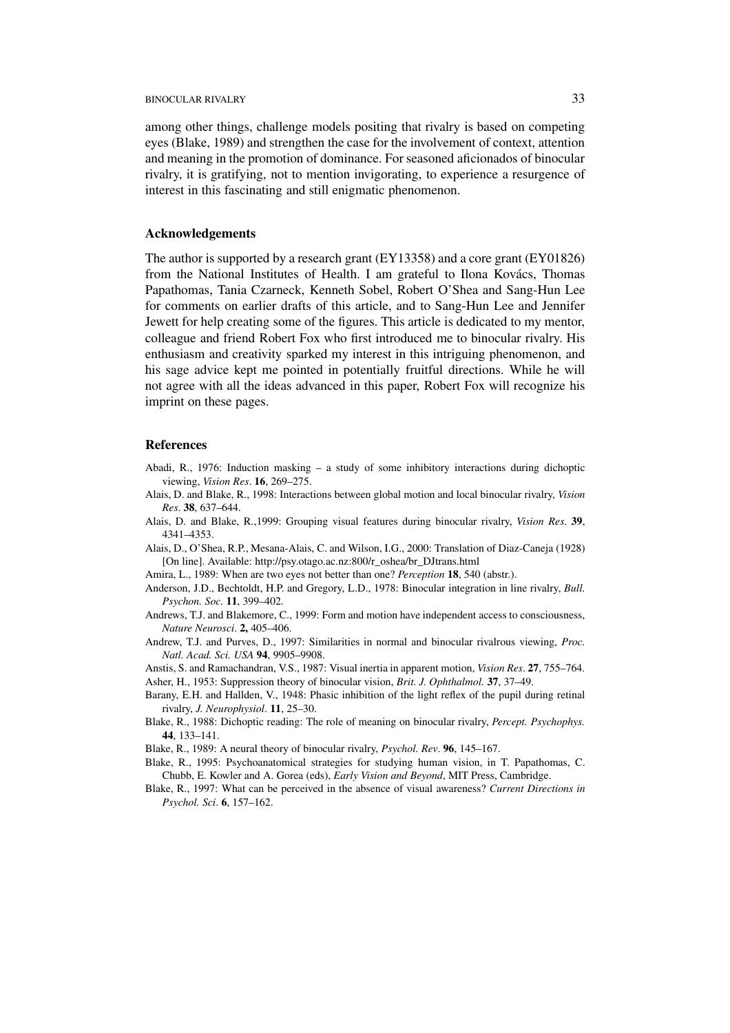among other things, challenge models positing that rivalry is based on competing eyes (Blake, 1989) and strengthen the case for the involvement of context, attention and meaning in the promotion of dominance. For seasoned aficionados of binocular rivalry, it is gratifying, not to mention invigorating, to experience a resurgence of interest in this fascinating and still enigmatic phenomenon.

## Acknowledgements

The author is supported by a research grant (EY13358) and a core grant (EY01826) from the National Institutes of Health. I am grateful to Ilona Kovács, Thomas Papathomas, Tania Czarneck, Kenneth Sobel, Robert O'Shea and Sang-Hun Lee for comments on earlier drafts of this article, and to Sang-Hun Lee and Jennifer Jewett for help creating some of the figures. This article is dedicated to my mentor, colleague and friend Robert Fox who first introduced me to binocular rivalry. His enthusiasm and creativity sparked my interest in this intriguing phenomenon, and his sage advice kept me pointed in potentially fruitful directions. While he will not agree with all the ideas advanced in this paper, Robert Fox will recognize his imprint on these pages.

## References

Abadi, R., 1976: Induction masking – a study of some inhibitory interactions during dichoptic viewing, *Vision Res*. **16**, 269–275.

Alais, D. and Blake, R., 1998: Interactions between global motion and local binocular rivalry, *Vision Res*. **38**, 637–644.

Alais, D. and Blake, R.,1999: Grouping visual features during binocular rivalry, *Vision Res*. **39**, 4341–4353.

Alais, D., O'Shea, R.P., Mesana-Alais, C. and Wilson, I.G., 2000: Translation of Diaz-Caneja (1928) [On line]. Available: http://psy.otago.ac.nz:800/r_oshea/br_DJtrans.html

Amira, L., 1989: When are two eyes not better than one? *Perception* **18**, 540 (abstr.).

Anderson, J.D., Bechtoldt, H.P. and Gregory, L.D., 1978: Binocular integration in line rivalry, *Bull. Psychon. Soc*. **11**, 399–402.

Andrews, T.J. and Blakemore, C., 1999: Form and motion have independent access to consciousness, *Nature Neurosci*. **2,** 405–406.

Andrew, T.J. and Purves, D., 1997: Similarities in normal and binocular rivalrous viewing, *Proc. Natl. Acad. Sci. USA* **94**, 9905–9908.

Anstis, S. and Ramachandran, V.S., 1987: Visual inertia in apparent motion, *Vision Res*. **27**, 755–764.

Asher, H., 1953: Suppression theory of binocular vision, *Brit. J. Ophthalmol.* **37**, 37–49.

Barany, E.H. and Hallden, V., 1948: Phasic inhibition of the light reflex of the pupil during retinal rivalry, *J. Neurophysiol*. **11**, 25–30.

Blake, R., 1988: Dichoptic reading: The role of meaning on binocular rivalry, *Percept. Psychophys.* **44**, 133–141.

Blake, R., 1989: A neural theory of binocular rivalry, *Psychol. Rev*. **96**, 145–167.

Blake, R., 1995: Psychoanatomical strategies for studying human vision, in T. Papathomas, C. Chubb, E. Kowler and A. Gorea (eds), *Early Vision and Beyond*, MIT Press, Cambridge.

Blake, R., 1997: What can be perceived in the absence of visual awareness? *Current Directions in Psychol. Sci*. **6**, 157–162.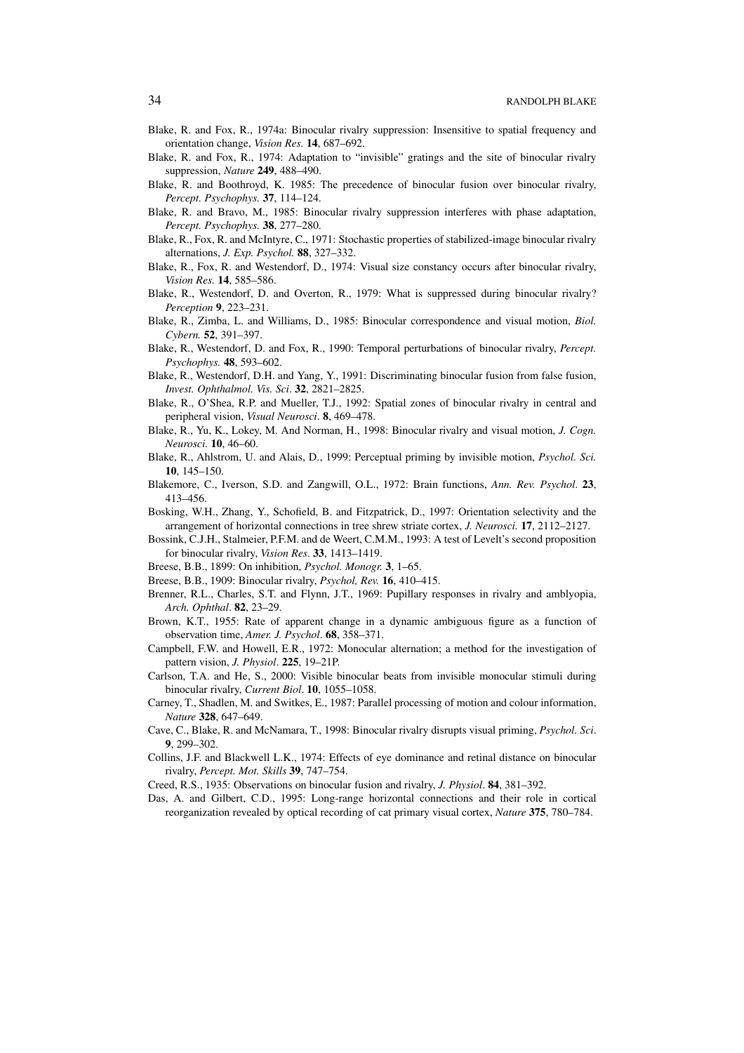Blake, R. and Fox, R., 1974a: Binocular rivalry suppression: Insensitive to spatial frequency and orientation change, *Vision Res.* **14**, 687–692.

Blake, R. and Fox, R., 1974: Adaptation to "invisible" gratings and the site of binocular rivalry suppression, *Nature* **249**, 488–490.

Blake, R. and Boothroyd, K. 1985: The precedence of binocular fusion over binocular rivalry, *Percept. Psychophys.* **37**, 114–124.

Blake, R. and Bravo, M., 1985: Binocular rivalry suppression interferes with phase adaptation, *Percept. Psychophys.* **38**, 277–280.

Blake, R., Fox, R. and McIntyre, C., 1971: Stochastic properties of stabilized-image binocular rivalry alternations, *J. Exp. Psychol.* **88**, 327–332.

Blake, R., Fox, R. and Westendorf, D., 1974: Visual size constancy occurs after binocular rivalry, *Vision Res.* **14**, 585–586.

Blake, R., Westendorf, D. and Overton, R., 1979: What is suppressed during binocular rivalry? *Perception* **9**, 223–231.

Blake, R., Zimba, L. and Williams, D., 1985: Binocular correspondence and visual motion, *Biol. Cybern.* **52**, 391–397.

Blake, R., Westendorf, D. and Fox, R., 1990: Temporal perturbations of binocular rivalry, *Percept. Psychophys.* **48**, 593–602.

Blake, R., Westendorf, D.H. and Yang, Y., 1991: Discriminating binocular fusion from false fusion, *Invest. Ophthalmol. Vis. Sci*. **32**, 2821–2825.

Blake, R., O'Shea, R.P. and Mueller, T.J., 1992: Spatial zones of binocular rivalry in central and peripheral vision, *Visual Neurosci*. **8**, 469–478.

Blake, R., Yu, K., Lokey, M. And Norman, H., 1998: Binocular rivalry and visual motion, *J. Cogn. Neurosci.* **10**, 46–60.

Blake, R., Ahlstrom, U. and Alais, D., 1999: Perceptual priming by invisible motion, *Psychol. Sci.* **10**, 145–150.

Blakemore, C., Iverson, S.D. and Zangwill, O.L., 1972: Brain functions, *Ann. Rev. Psychol*. **23**, 413–456.

Bosking, W.H., Zhang, Y., Schofield, B. and Fitzpatrick, D., 1997: Orientation selectivity and the arrangement of horizontal connections in tree shrew striate cortex, *J. Neurosci.* **17**, 2112–2127.

Bossink, C.J.H., Stalmeier, P.F.M. and de Weert, C.M.M., 1993: A test of Levelt's second proposition for binocular rivalry, *Vision Res*. **33**, 1413–1419.

Breese, B.B., 1899: On inhibition, *Psychol. Monogr.* **3**, 1–65.

Breese, B.B., 1909: Binocular rivalry, *Psychol, Rev.* **16**, 410–415.

Brenner, R.L., Charles, S.T. and Flynn, J.T., 1969: Pupillary responses in rivalry and amblyopia, *Arch. Ophthal*. **82**, 23–29.

Brown, K.T., 1955: Rate of apparent change in a dynamic ambiguous figure as a function of observation time, *Amer. J. Psychol*. **68**, 358–371.

Campbell, F.W. and Howell, E.R., 1972: Monocular alternation; a method for the investigation of pattern vision, *J. Physiol*. **225**, 19–21P.

Carlson, T.A. and He, S., 2000: Visible binocular beats from invisible monocular stimuli during binocular rivalry, *Current Biol*. **10**, 1055–1058.

Carney, T., Shadlen, M. and Switkes, E., 1987: Parallel processing of motion and colour information, *Nature* **328**, 647–649.

Cave, C., Blake, R. and McNamara, T., 1998: Binocular rivalry disrupts visual priming, *Psychol. Sci*. **9**, 299–302.

Collins, J.F. and Blackwell L.K., 1974: Effects of eye dominance and retinal distance on binocular rivalry, *Percept. Mot. Skills* **39**, 747–754.

Creed, R.S., 1935: Observations on binocular fusion and rivalry, *J. Physiol*. **84**, 381–392.

Das, A. and Gilbert, C.D., 1995: Long-range horizontal connections and their role in cortical reorganization revealed by optical recording of cat primary visual cortex, *Nature* **375**, 780–784.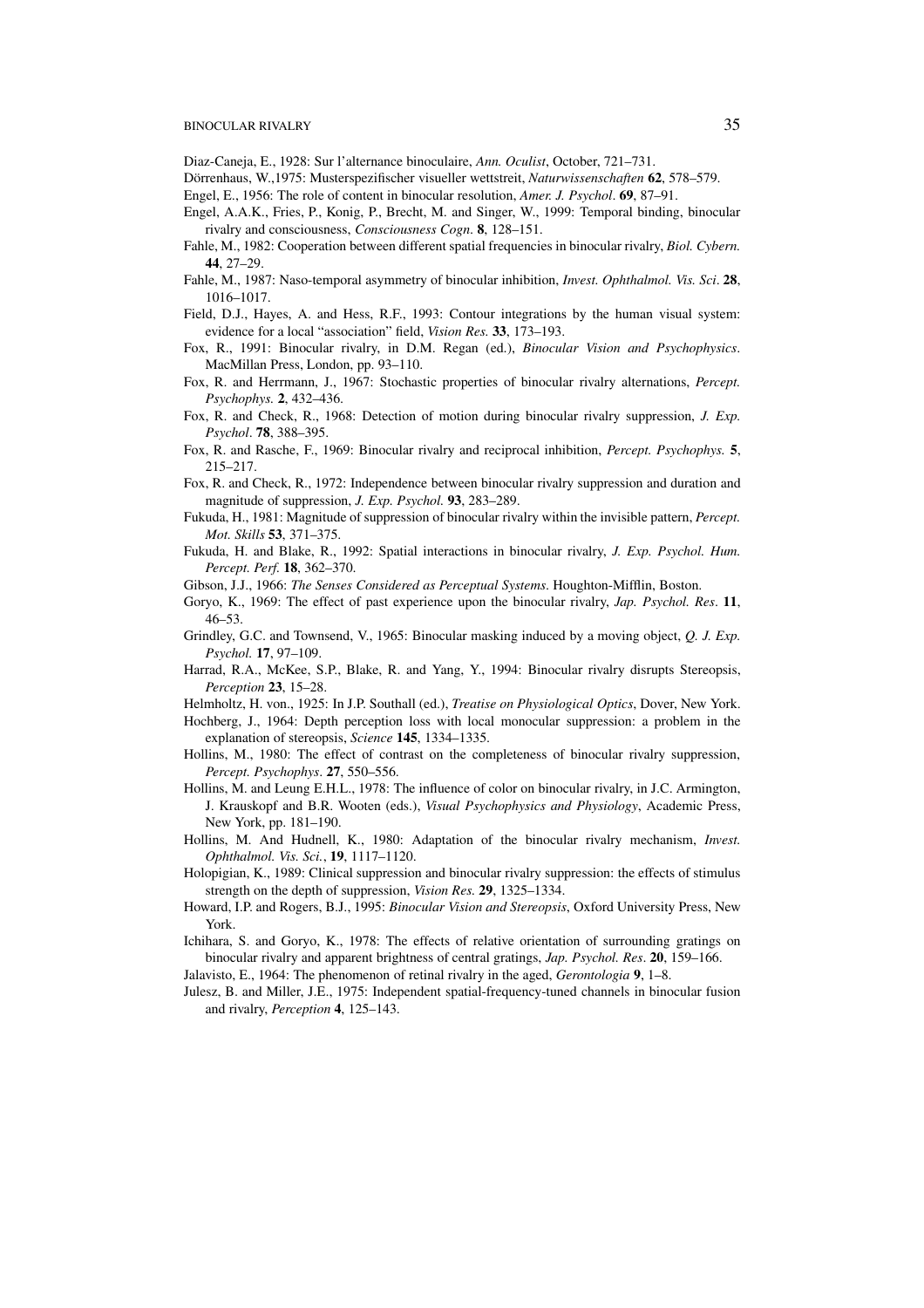Diaz-Caneja, E., 1928: Sur l'alternance binoculaire, *Ann. Oculist*, October, 721–731.

Dörrenhaus, W.,1975: Musterspezifischer visueller wettstreit, *Naturwissenschaften* **62**, 578–579.

Engel, E., 1956: The role of content in binocular resolution, *Amer. J. Psychol*. **69**, 87–91.

Engel, A.A.K., Fries, P., Konig, P., Brecht, M. and Singer, W., 1999: Temporal binding, binocular rivalry and consciousness, *Consciousness Cogn*. **8**, 128–151.

Fahle, M., 1982: Cooperation between different spatial frequencies in binocular rivalry, *Biol. Cybern.* **44**, 27–29.

Fahle, M., 1987: Naso-temporal asymmetry of binocular inhibition, *Invest. Ophthalmol. Vis. Sci*. **28**, 1016–1017.

Field, D.J., Hayes, A. and Hess, R.F., 1993: Contour integrations by the human visual system: evidence for a local "association" field, *Vision Res.* **33**, 173–193.

Fox, R., 1991: Binocular rivalry, in D.M. Regan (ed.), *Binocular Vision and Psychophysics*. MacMillan Press, London, pp. 93–110.

Fox, R. and Herrmann, J., 1967: Stochastic properties of binocular rivalry alternations, *Percept. Psychophys.* **2**, 432–436.

Fox, R. and Check, R., 1968: Detection of motion during binocular rivalry suppression, *J. Exp. Psychol*. **78**, 388–395.

Fox, R. and Rasche, F., 1969: Binocular rivalry and reciprocal inhibition, *Percept. Psychophys.* **5**, 215–217.

Fox, R. and Check, R., 1972: Independence between binocular rivalry suppression and duration and magnitude of suppression, *J. Exp. Psychol.* **93**, 283–289.

Fukuda, H., 1981: Magnitude of suppression of binocular rivalry within the invisible pattern, *Percept. Mot. Skills* **53**, 371–375.

Fukuda, H. and Blake, R., 1992: Spatial interactions in binocular rivalry, *J. Exp. Psychol. Hum. Percept. Perf.* **18**, 362–370.

Gibson, J.J., 1966: *The Senses Considered as Perceptual Systems*. Houghton-Mifflin, Boston.

Goryo, K., 1969: The effect of past experience upon the binocular rivalry, *Jap. Psychol. Res*. **11**, 46–53.

Grindley, G.C. and Townsend, V., 1965: Binocular masking induced by a moving object, *Q. J. Exp. Psychol.* **17**, 97–109.

Harrad, R.A., McKee, S.P., Blake, R. and Yang, Y., 1994: Binocular rivalry disrupts Stereopsis, *Perception* **23**, 15–28.

Helmholtz, H. von., 1925: In J.P. Southall (ed.), *Treatise on Physiological Optics*, Dover, New York.

Hochberg, J., 1964: Depth perception loss with local monocular suppression: a problem in the explanation of stereopsis, *Science* **145**, 1334–1335.

Hollins, M., 1980: The effect of contrast on the completeness of binocular rivalry suppression, *Percept. Psychophys*. **27**, 550–556.

Hollins, M. and Leung E.H.L., 1978: The influence of color on binocular rivalry, in J.C. Armington, J. Krauskopf and B.R. Wooten (eds.), *Visual Psychophysics and Physiology*, Academic Press, New York, pp. 181–190.

Hollins, M. And Hudnell, K., 1980: Adaptation of the binocular rivalry mechanism, *Invest. Ophthalmol. Vis. Sci.*, **19**, 1117–1120.

Holopigian, K., 1989: Clinical suppression and binocular rivalry suppression: the effects of stimulus strength on the depth of suppression, *Vision Res.* **29**, 1325–1334.

Howard, I.P. and Rogers, B.J., 1995: *Binocular Vision and Stereopsis*, Oxford University Press, New York.

Ichihara, S. and Goryo, K., 1978: The effects of relative orientation of surrounding gratings on binocular rivalry and apparent brightness of central gratings, *Jap. Psychol. Res*. **20**, 159–166.

Jalavisto, E., 1964: The phenomenon of retinal rivalry in the aged, *Gerontologia* **9**, 1–8.

Julesz, B. and Miller, J.E., 1975: Independent spatial-frequency-tuned channels in binocular fusion and rivalry, *Perception* **4**, 125–143.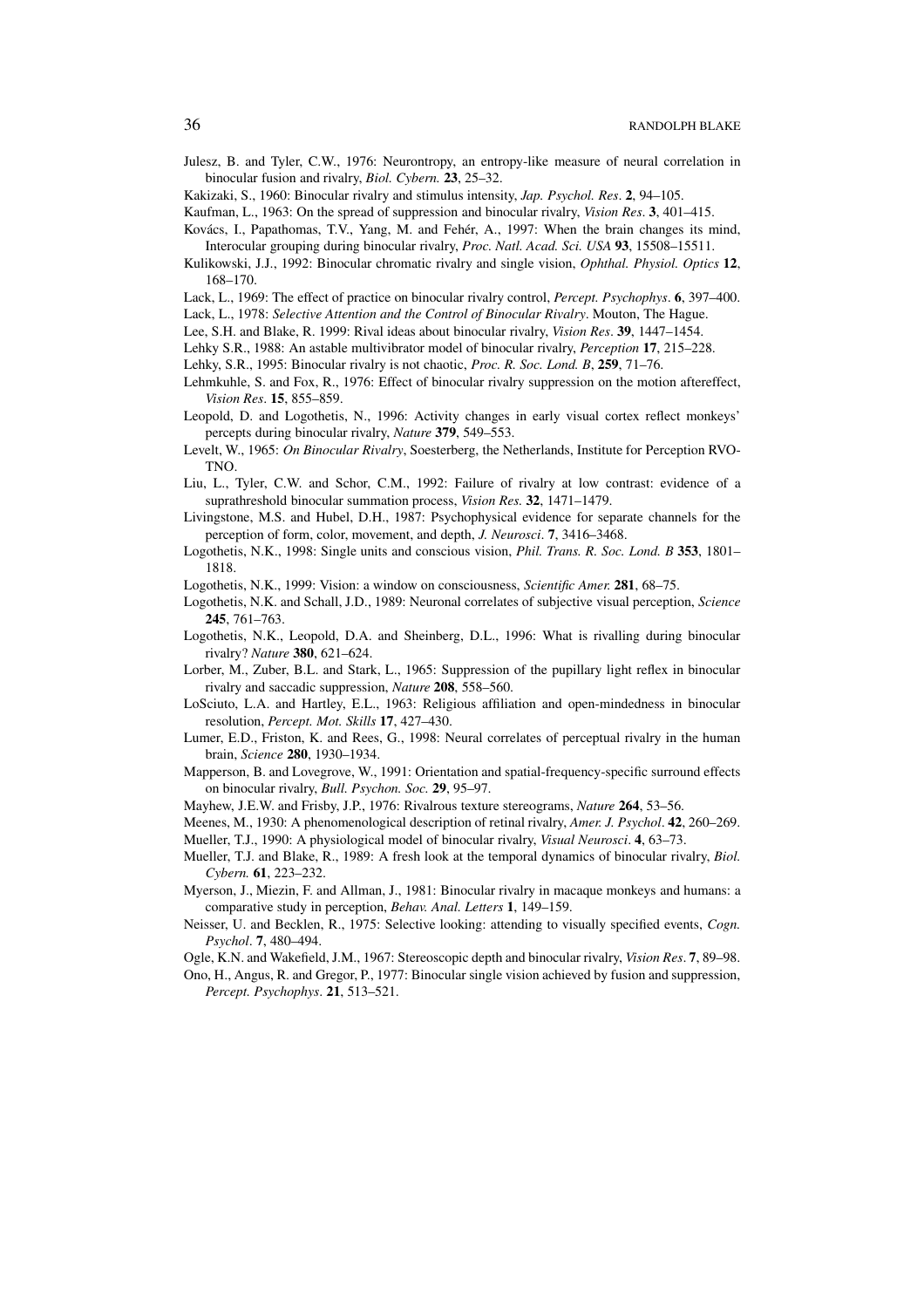Julesz, B. and Tyler, C.W., 1976: Neurontropy, an entropy-like measure of neural correlation in binocular fusion and rivalry, *Biol. Cybern.* **23**, 25–32.

Kakizaki, S., 1960: Binocular rivalry and stimulus intensity, *Jap. Psychol. Res*. **2**, 94–105.

Kaufman, L., 1963: On the spread of suppression and binocular rivalry, *Vision Res*. **3**, 401–415.

Kovács, I., Papathomas, T.V., Yang, M. and Fehér, A., 1997: When the brain changes its mind, Interocular grouping during binocular rivalry, *Proc. Natl. Acad. Sci. USA* **93**, 15508–15511.

Kulikowski, J.J., 1992: Binocular chromatic rivalry and single vision, *Ophthal. Physiol. Optics* **12**, 168–170.

Lack, L., 1969: The effect of practice on binocular rivalry control, *Percept. Psychophys*. **6**, 397–400.

Lack, L., 1978: *Selective Attention and the Control of Binocular Rivalry*. Mouton, The Hague.

Lee, S.H. and Blake, R. 1999: Rival ideas about binocular rivalry, *Vision Res*. **39**, 1447–1454.

Lehky S.R., 1988: An astable multivibrator model of binocular rivalry, *Perception* **17**, 215–228.

Lehky, S.R., 1995: Binocular rivalry is not chaotic, *Proc. R. Soc. Lond. B*, **259**, 71–76.

Lehmkuhle, S. and Fox, R., 1976: Effect of binocular rivalry suppression on the motion aftereffect, *Vision Res*. **15**, 855–859.

Leopold, D. and Logothetis, N., 1996: Activity changes in early visual cortex reflect monkeys' percepts during binocular rivalry, *Nature* **379**, 549–553.

Levelt, W., 1965: *On Binocular Rivalry*, Soesterberg, the Netherlands, Institute for Perception RVO-TNO.

Liu, L., Tyler, C.W. and Schor, C.M., 1992: Failure of rivalry at low contrast: evidence of a suprathreshold binocular summation process, *Vision Res.* **32**, 1471–1479.

Livingstone, M.S. and Hubel, D.H., 1987: Psychophysical evidence for separate channels for the perception of form, color, movement, and depth, *J. Neurosci*. **7**, 3416–3468.

Logothetis, N.K., 1998: Single units and conscious vision, *Phil. Trans. R. Soc. Lond. B* **353**, 1801–1818.

Logothetis, N.K., 1999: Vision: a window on consciousness, *Scientific Amer.* **281**, 68–75.

Logothetis, N.K. and Schall, J.D., 1989: Neuronal correlates of subjective visual perception, *Science* **245**, 761–763.

Logothetis, N.K., Leopold, D.A. and Sheinberg, D.L., 1996: What is rivalling during binocular rivalry? *Nature* **380**, 621–624.

Lorber, M., Zuber, B.L. and Stark, L., 1965: Suppression of the pupillary light reflex in binocular rivalry and saccadic suppression, *Nature* **208**, 558–560.

LoSciuto, L.A. and Hartley, E.L., 1963: Religious affiliation and open-mindedness in binocular resolution, *Percept. Mot. Skills* **17**, 427–430.

Lumer, E.D., Friston, K. and Rees, G., 1998: Neural correlates of perceptual rivalry in the human brain, *Science* **280**, 1930–1934.

Mapperson, B. and Lovegrove, W., 1991: Orientation and spatial-frequency-specific surround effects on binocular rivalry, *Bull. Psychon. Soc.* **29**, 95–97.

Mayhew, J.E.W. and Frisby, J.P., 1976: Rivalrous texture stereograms, *Nature* **264**, 53–56.

Meenes, M., 1930: A phenomenological description of retinal rivalry, *Amer. J. Psychol*. **42**, 260–269.

Mueller, T.J., 1990: A physiological model of binocular rivalry, *Visual Neurosci*. **4**, 63–73.

Mueller, T.J. and Blake, R., 1989: A fresh look at the temporal dynamics of binocular rivalry, *Biol. Cybern.* **61**, 223–232.

Myerson, J., Miezin, F. and Allman, J., 1981: Binocular rivalry in macaque monkeys and humans: a comparative study in perception, *Behav. Anal. Letters* **1**, 149–159.

Neisser, U. and Becklen, R., 1975: Selective looking: attending to visually specified events, *Cogn. Psychol*. **7**, 480–494.

Ogle, K.N. and Wakefield, J.M., 1967: Stereoscopic depth and binocular rivalry, *Vision Res*. **7**, 89–98.

Ono, H., Angus, R. and Gregor, P., 1977: Binocular single vision achieved by fusion and suppression, *Percept. Psychophys*. **21**, 513–521.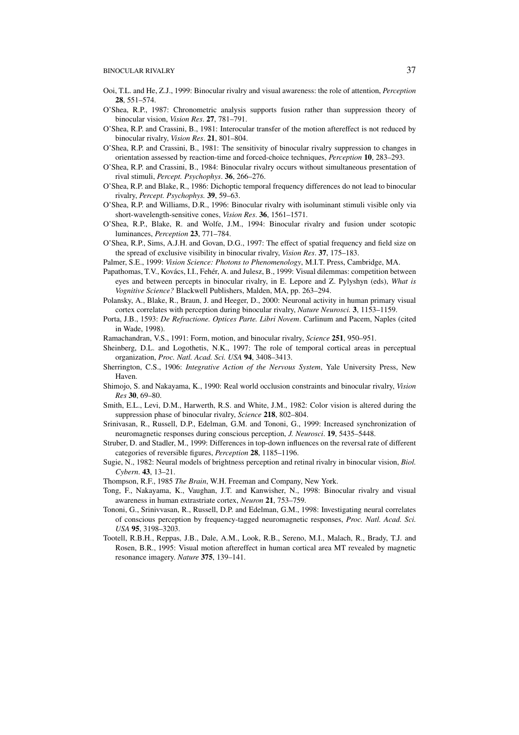Ooi, T.L. and He, Z.J., 1999: Binocular rivalry and visual awareness: the role of attention, *Perception* **28**, 551–574.

O'Shea, R.P., 1987: Chronometric analysis supports fusion rather than suppression theory of binocular vision, *Vision Res*. **27**, 781–791.

O'Shea, R.P. and Crassini, B., 1981: Interocular transfer of the motion aftereffect is not reduced by binocular rivalry, *Vision Res*. **21**, 801–804.

O'Shea, R.P. and Crassini, B., 1981: The sensitivity of binocular rivalry suppression to changes in orientation assessed by reaction-time and forced-choice techniques, *Perception* **10**, 283–293.

O'Shea, R.P. and Crassini, B., 1984: Binocular rivalry occurs without simultaneous presentation of rival stimuli, *Percept. Psychophys*. **36**, 266–276.

O'Shea, R.P. and Blake, R., 1986: Dichoptic temporal frequency differences do not lead to binocular rivalry, *Percept. Psychophys.* **39**, 59–63.

O'Shea, R.P. and Williams, D.R., 1996: Binocular rivalry with isoluminant stimuli visible only via short-wavelength-sensitive cones, *Vision Res*. **36**, 1561–1571.

O'Shea, R.P., Blake, R. and Wolfe, J.M., 1994: Binocular rivalry and fusion under scotopic luminances, *Perception* **23**, 771–784.

O'Shea, R.P., Sims, A.J.H. and Govan, D.G., 1997: The effect of spatial frequency and field size on the spread of exclusive visibility in binocular rivalry, *Vision Res*. **37**, 175–183.

Palmer, S.E., 1999: *Vision Science: Photons to Phenomenology*, M.I.T. Press, Cambridge, MA.

Papathomas, T.V., Kovács, I.I., Fehér, A. and Julesz, B., 1999: Visual dilemmas: competition between eyes and between percepts in binocular rivalry, in E. Lepore and Z. Pylyshyn (eds), *What is Vognitive Science?* Blackwell Publishers, Malden, MA, pp. 263–294.

Polansky, A., Blake, R., Braun, J. and Heeger, D., 2000: Neuronal activity in human primary visual cortex correlates with perception during binocular rivalry, *Nature Neurosci.* **3**, 1153–1159.

Porta, J.B., 1593: *De Refractione. Optices Parte. Libri Novem*. Carlinum and Pacem, Naples (cited in Wade, 1998).

Ramachandran, V.S., 1991: Form, motion, and binocular rivalry, *Science* **251**, 950–951.

Sheinberg, D.L. and Logothetis, N.K., 1997: The role of temporal cortical areas in perceptual organization, *Proc. Natl. Acad. Sci. USA* **94**, 3408–3413.

Sherrington, C.S., 1906: *Integrative Action of the Nervous System*, Yale University Press, New Haven.

Shimojo, S. and Nakayama, K., 1990: Real world occlusion constraints and binocular rivalry, *Vision Res* **30**, 69–80.

Smith, E.L., Levi, D.M., Harwerth, R.S. and White, J.M., 1982: Color vision is altered during the suppression phase of binocular rivalry, *Science* **218**, 802–804.

Srinivasan, R., Russell, D.P., Edelman, G.M. and Tononi, G., 1999: Increased synchronization of neuromagnetic responses during conscious perception, *J. Neurosci*. **19**, 5435–5448.

Struber, D. and Stadler, M., 1999: Differences in top-down influences on the reversal rate of different categories of reversible figures, *Perception* **28**, 1185–1196.

Sugie, N., 1982: Neural models of brightness perception and retinal rivalry in binocular vision, *Biol. Cybern*. **43**, 13–21.

Thompson, R.F., 1985 *The Brain*, W.H. Freeman and Company, New York.

Tong, F., Nakayama, K., Vaughan, J.T. and Kanwisher, N., 1998: Binocular rivalry and visual awareness in human extrastriate cortex, *Neuron* **21**, 753–759.

Tononi, G., Srinivvasan, R., Russell, D.P. and Edelman, G.M., 1998: Investigating neural correlates of conscious perception by frequency-tagged neuromagnetic responses, *Proc. Natl. Acad. Sci. USA* **95**, 3198–3203.

Tootell, R.B.H., Reppas, J.B., Dale, A.M., Look, R.B., Sereno, M.I., Malach, R., Brady, T.J. and Rosen, B.R., 1995: Visual motion aftereffect in human cortical area MT revealed by magnetic resonance imagery. *Nature* **375**, 139–141.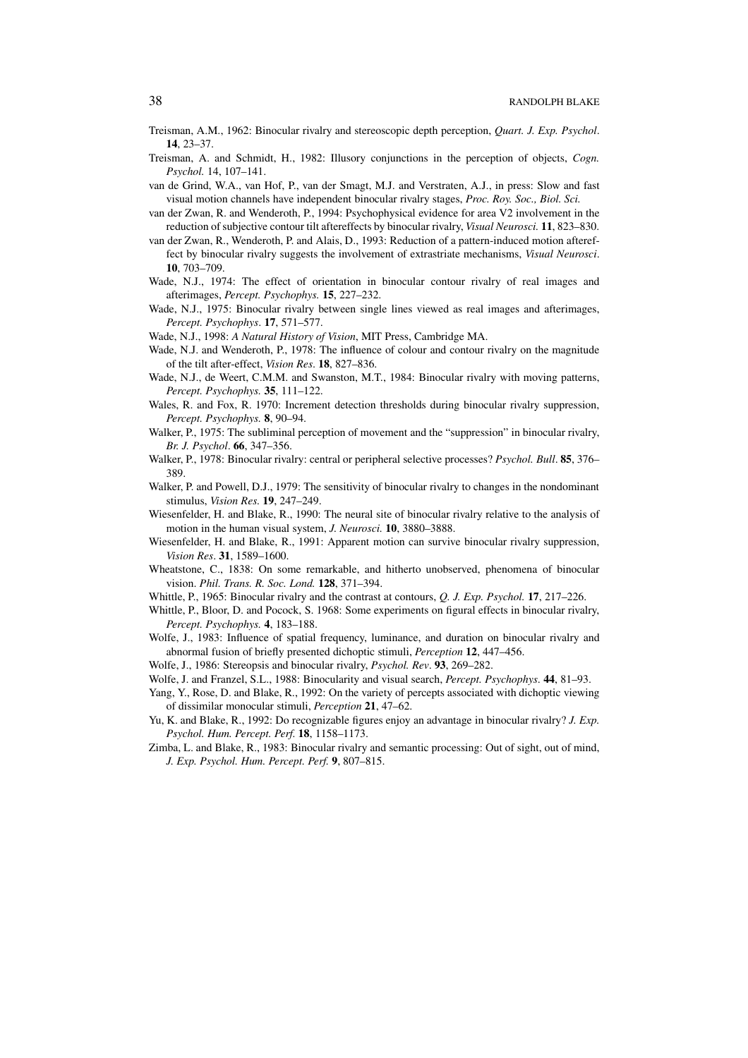Treisman, A.M., 1962: Binocular rivalry and stereoscopic depth perception, *Quart. J. Exp. Psychol*. **14**, 23–37.

Treisman, A. and Schmidt, H., 1982: Illusory conjunctions in the perception of objects, *Cogn. Psychol.* 14, 107–141.

van de Grind, W.A., van Hof, P., van der Smagt, M.J. and Verstraten, A.J., in press: Slow and fast visual motion channels have independent binocular rivalry stages, *Proc. Roy. Soc., Biol. Sci.*

van der Zwan, R. and Wenderoth, P., 1994: Psychophysical evidence for area V2 involvement in the reduction of subjective contour tilt aftereffects by binocular rivalry, *Visual Neurosci.* **11**, 823–830.

van der Zwan, R., Wenderoth, P. and Alais, D., 1993: Reduction of a pattern-induced motion aftereffect by binocular rivalry suggests the involvement of extrastriate mechanisms, *Visual Neurosci*. **10**, 703–709.

Wade, N.J., 1974: The effect of orientation in binocular contour rivalry of real images and afterimages, *Percept. Psychophys.* **15**, 227–232.

Wade, N.J., 1975: Binocular rivalry between single lines viewed as real images and afterimages, *Percept. Psychophys*. **17**, 571–577.

Wade, N.J., 1998: *A Natural History of Vision*, MIT Press, Cambridge MA.

Wade, N.J. and Wenderoth, P., 1978: The influence of colour and contour rivalry on the magnitude of the tilt after-effect, *Vision Res*. **18**, 827–836.

Wade, N.J., de Weert, C.M.M. and Swanston, M.T., 1984: Binocular rivalry with moving patterns, *Percept. Psychophys.* **35**, 111–122.

Wales, R. and Fox, R. 1970: Increment detection thresholds during binocular rivalry suppression, *Percept. Psychophys.* **8**, 90–94.

Walker, P., 1975: The subliminal perception of movement and the "suppression" in binocular rivalry, *Br. J. Psychol*. **66**, 347–356.

Walker, P., 1978: Binocular rivalry: central or peripheral selective processes? *Psychol. Bull*. **85**, 376–389.

Walker, P. and Powell, D.J., 1979: The sensitivity of binocular rivalry to changes in the nondominant stimulus, *Vision Res.* **19**, 247–249.

Wiesenfelder, H. and Blake, R., 1990: The neural site of binocular rivalry relative to the analysis of motion in the human visual system, *J. Neurosci.* **10**, 3880–3888.

Wiesenfelder, H. and Blake, R., 1991: Apparent motion can survive binocular rivalry suppression, *Vision Res*. **31**, 1589–1600.

Wheatstone, C., 1838: On some remarkable, and hitherto unobserved, phenomena of binocular vision. *Phil. Trans. R. Soc. Lond.* **128**, 371–394.

Whittle, P., 1965: Binocular rivalry and the contrast at contours, *Q. J. Exp. Psychol.* **17**, 217–226.

Whittle, P., Bloor, D. and Pocock, S. 1968: Some experiments on figural effects in binocular rivalry, *Percept. Psychophys.* **4**, 183–188.

Wolfe, J., 1983: Influence of spatial frequency, luminance, and duration on binocular rivalry and abnormal fusion of briefly presented dichoptic stimuli, *Perception* **12**, 447–456.

Wolfe, J., 1986: Stereopsis and binocular rivalry, *Psychol. Rev*. **93**, 269–282.

Wolfe, J. and Franzel, S.L., 1988: Binocularity and visual search, *Percept. Psychophys*. **44**, 81–93.

Yang, Y., Rose, D. and Blake, R., 1992: On the variety of percepts associated with dichoptic viewing of dissimilar monocular stimuli, *Perception* **21**, 47–62.

Yu, K. and Blake, R., 1992: Do recognizable figures enjoy an advantage in binocular rivalry? *J. Exp. Psychol. Hum. Percept. Perf.* **18**, 1158–1173.

Zimba, L. and Blake, R., 1983: Binocular rivalry and semantic processing: Out of sight, out of mind, *J. Exp. Psychol. Hum. Percept. Perf.* **9**, 807–815.